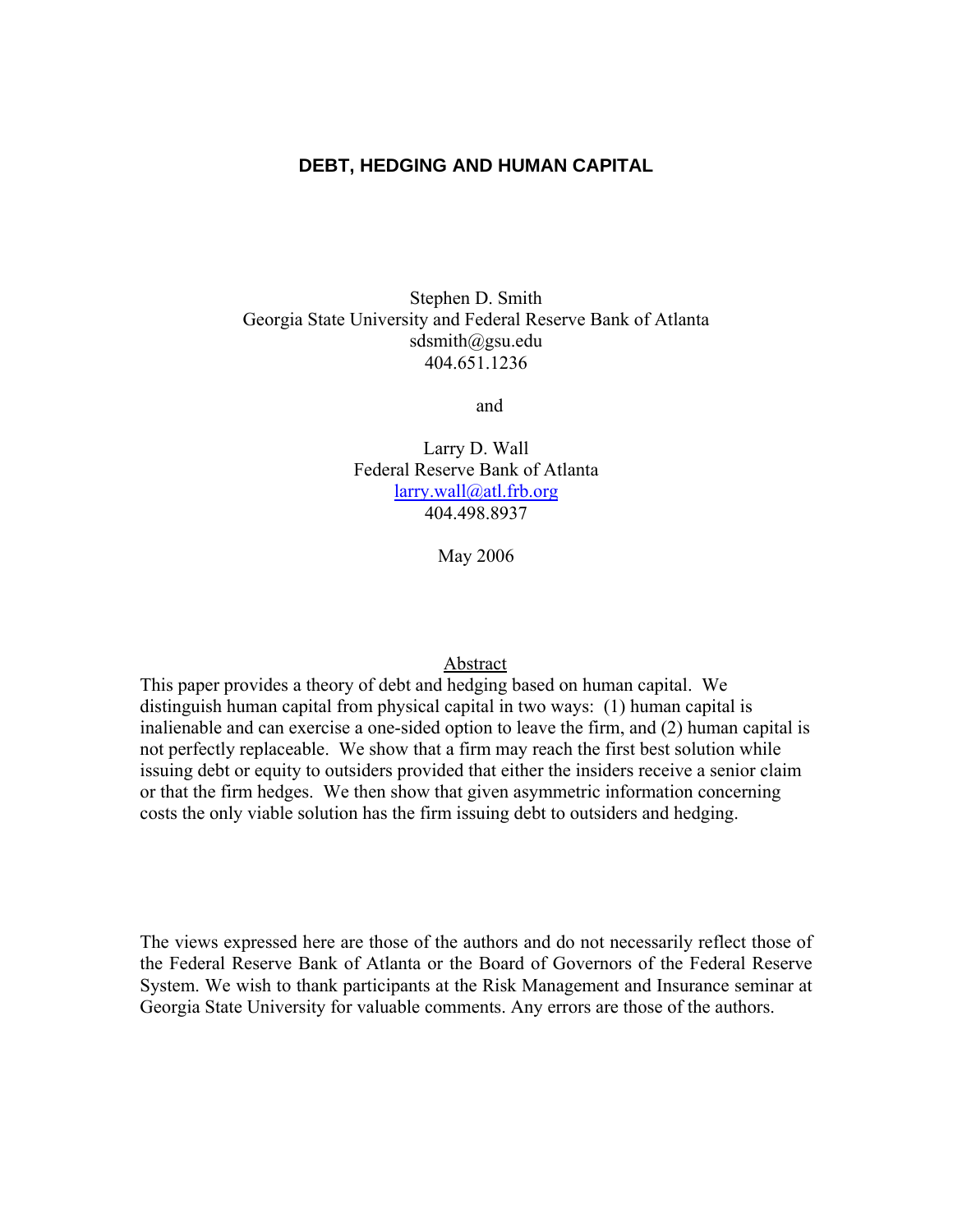# DEBT, HEDGING AND HUMAN CAPITAL

Stephen D. Smith
Georgia State University and Federal Reserve Bank of Atlanta
sdsmith@gsu.edu
404.651.1236

and

Larry D. Wall
Federal Reserve Bank of Atlanta
larry.wall@atl.frb.org
404.498.8937

May 2006

## Abstract

This paper provides a theory of debt and hedging based on human capital. We distinguish human capital from physical capital in two ways: (1) human capital is inalienable and can exercise a one-sided option to leave the firm, and (2) human capital is not perfectly replaceable. We show that a firm may reach the first best solution while issuing debt or equity to outsiders provided that either the insiders receive a senior claim or that the firm hedges. We then show that given asymmetric information concerning costs the only viable solution has the firm issuing debt to outsiders and hedging.

The views expressed here are those of the authors and do not necessarily reflect those of the Federal Reserve Bank of Atlanta or the Board of Governors of the Federal Reserve System. We wish to thank participants at the Risk Management and Insurance seminar at Georgia State University for valuable comments. Any errors are those of the authors.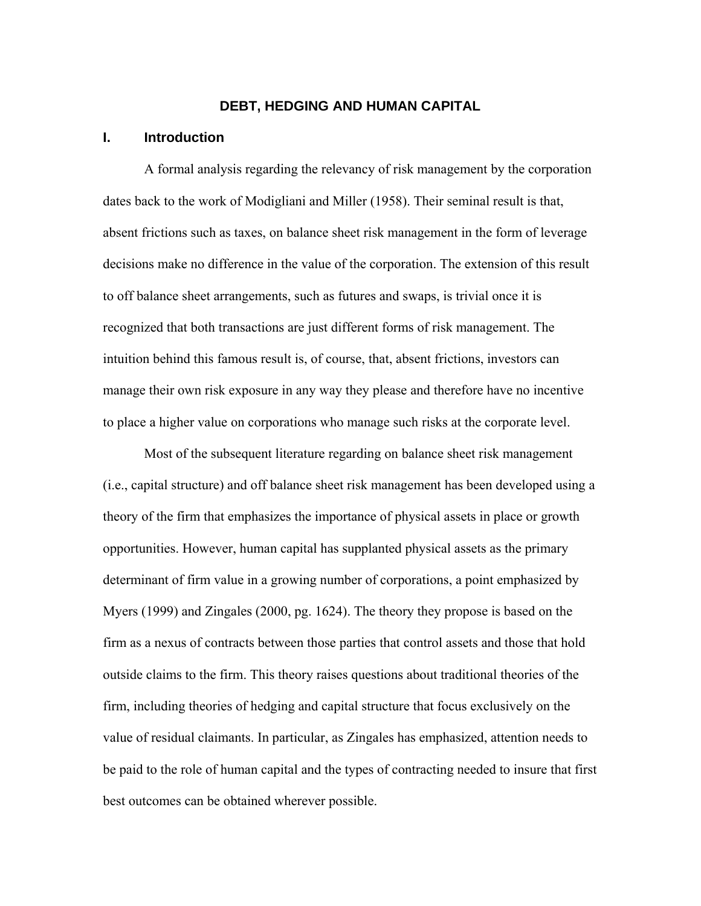# DEBT, HEDGING AND HUMAN CAPITAL

## I. Introduction

A formal analysis regarding the relevancy of risk management by the corporation dates back to the work of Modigliani and Miller (1958). Their seminal result is that, absent frictions such as taxes, on balance sheet risk management in the form of leverage decisions make no difference in the value of the corporation. The extension of this result to off balance sheet arrangements, such as futures and swaps, is trivial once it is recognized that both transactions are just different forms of risk management. The intuition behind this famous result is, of course, that, absent frictions, investors can manage their own risk exposure in any way they please and therefore have no incentive to place a higher value on corporations who manage such risks at the corporate level.

Most of the subsequent literature regarding on balance sheet risk management (i.e., capital structure) and off balance sheet risk management has been developed using a theory of the firm that emphasizes the importance of physical assets in place or growth opportunities. However, human capital has supplanted physical assets as the primary determinant of firm value in a growing number of corporations, a point emphasized by Myers (1999) and Zingales (2000, pg. 1624). The theory they propose is based on the firm as a nexus of contracts between those parties that control assets and those that hold outside claims to the firm. This theory raises questions about traditional theories of the firm, including theories of hedging and capital structure that focus exclusively on the value of residual claimants. In particular, as Zingales has emphasized, attention needs to be paid to the role of human capital and the types of contracting needed to insure that first best outcomes can be obtained wherever possible.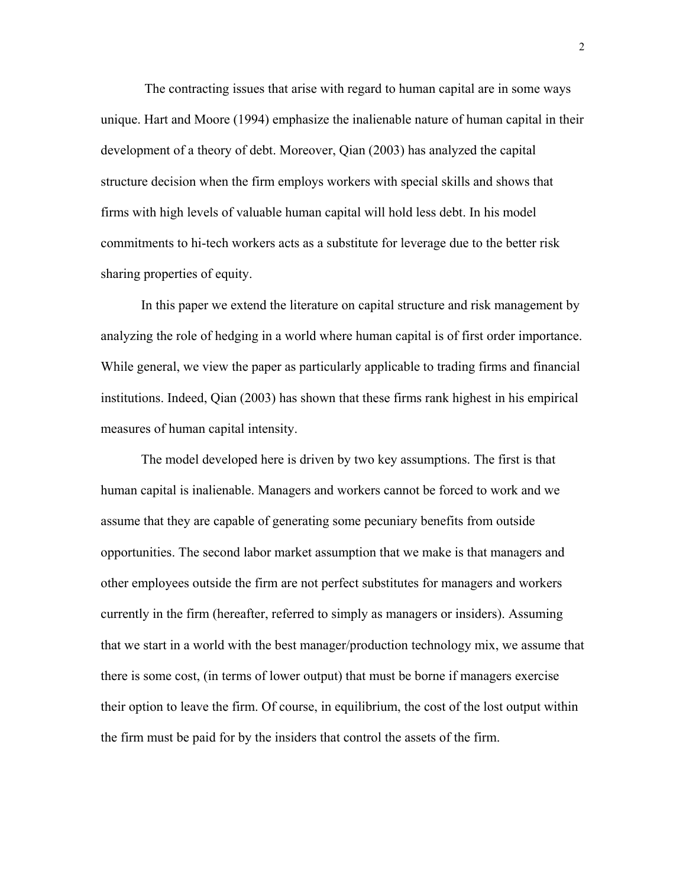The contracting issues that arise with regard to human capital are in some ways unique. Hart and Moore (1994) emphasize the inalienable nature of human capital in their development of a theory of debt. Moreover, Qian (2003) has analyzed the capital structure decision when the firm employs workers with special skills and shows that firms with high levels of valuable human capital will hold less debt. In his model commitments to hi-tech workers acts as a substitute for leverage due to the better risk sharing properties of equity.

In this paper we extend the literature on capital structure and risk management by analyzing the role of hedging in a world where human capital is of first order importance. While general, we view the paper as particularly applicable to trading firms and financial institutions. Indeed, Qian (2003) has shown that these firms rank highest in his empirical measures of human capital intensity.

The model developed here is driven by two key assumptions. The first is that human capital is inalienable. Managers and workers cannot be forced to work and we assume that they are capable of generating some pecuniary benefits from outside opportunities. The second labor market assumption that we make is that managers and other employees outside the firm are not perfect substitutes for managers and workers currently in the firm (hereafter, referred to simply as managers or insiders). Assuming that we start in a world with the best manager/production technology mix, we assume that there is some cost, (in terms of lower output) that must be borne if managers exercise their option to leave the firm. Of course, in equilibrium, the cost of the lost output within the firm must be paid for by the insiders that control the assets of the firm.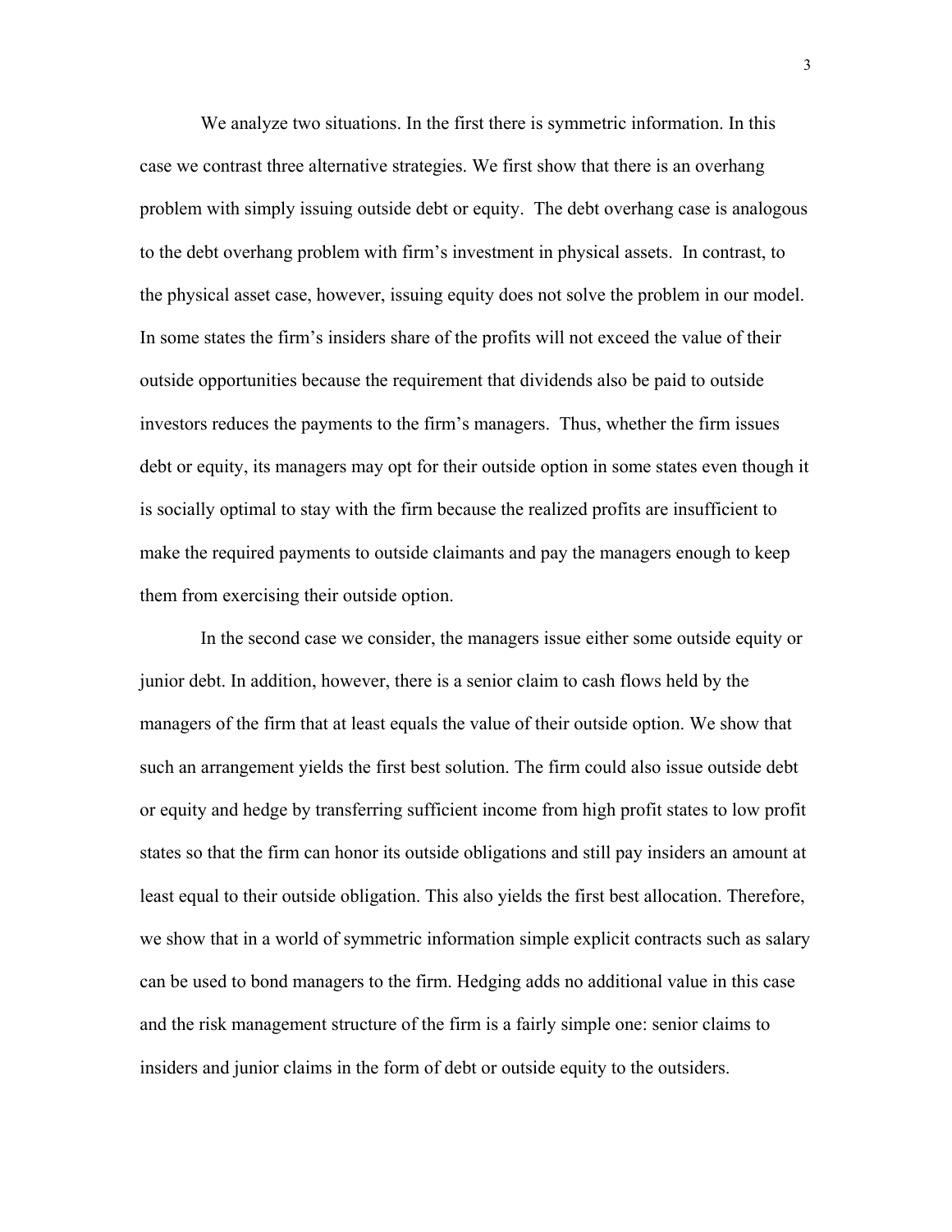We analyze two situations. In the first there is symmetric information. In this case we contrast three alternative strategies. We first show that there is an overhang problem with simply issuing outside debt or equity. The debt overhang case is analogous to the debt overhang problem with firm's investment in physical assets. In contrast, to the physical asset case, however, issuing equity does not solve the problem in our model. In some states the firm's insiders share of the profits will not exceed the value of their outside opportunities because the requirement that dividends also be paid to outside investors reduces the payments to the firm's managers. Thus, whether the firm issues debt or equity, its managers may opt for their outside option in some states even though it is socially optimal to stay with the firm because the realized profits are insufficient to make the required payments to outside claimants and pay the managers enough to keep them from exercising their outside option.

In the second case we consider, the managers issue either some outside equity or junior debt. In addition, however, there is a senior claim to cash flows held by the managers of the firm that at least equals the value of their outside option. We show that such an arrangement yields the first best solution. The firm could also issue outside debt or equity and hedge by transferring sufficient income from high profit states to low profit states so that the firm can honor its outside obligations and still pay insiders an amount at least equal to their outside obligation. This also yields the first best allocation. Therefore, we show that in a world of symmetric information simple explicit contracts such as salary can be used to bond managers to the firm. Hedging adds no additional value in this case and the risk management structure of the firm is a fairly simple one: senior claims to insiders and junior claims in the form of debt or outside equity to the outsiders.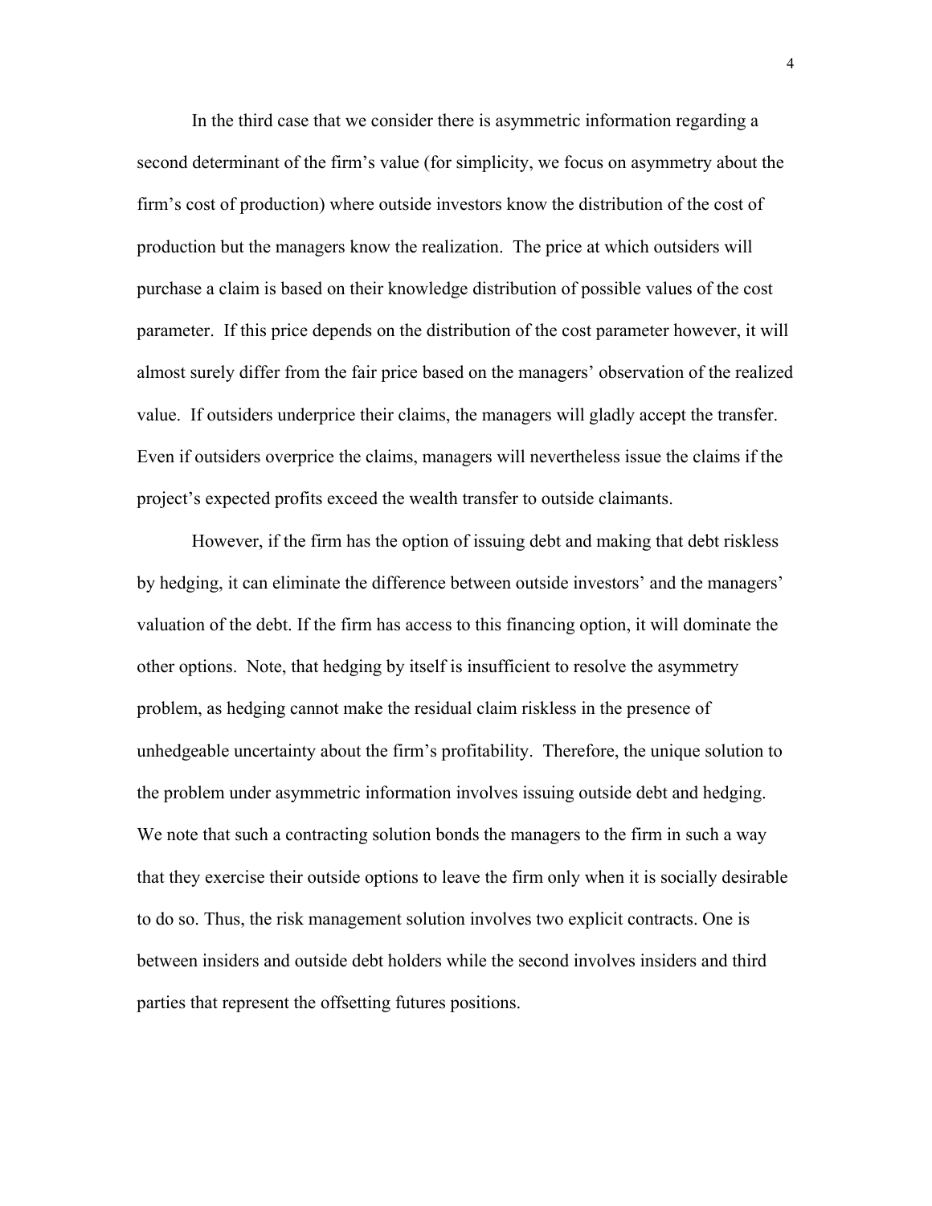In the third case that we consider there is asymmetric information regarding a second determinant of the firm's value (for simplicity, we focus on asymmetry about the firm's cost of production) where outside investors know the distribution of the cost of production but the managers know the realization. The price at which outsiders will purchase a claim is based on their knowledge distribution of possible values of the cost parameter. If this price depends on the distribution of the cost parameter however, it will almost surely differ from the fair price based on the managers' observation of the realized value. If outsiders underprice their claims, the managers will gladly accept the transfer. Even if outsiders overprice the claims, managers will nevertheless issue the claims if the project's expected profits exceed the wealth transfer to outside claimants.

However, if the firm has the option of issuing debt and making that debt riskless by hedging, it can eliminate the difference between outside investors' and the managers' valuation of the debt. If the firm has access to this financing option, it will dominate the other options. Note, that hedging by itself is insufficient to resolve the asymmetry problem, as hedging cannot make the residual claim riskless in the presence of unhedgeable uncertainty about the firm's profitability. Therefore, the unique solution to the problem under asymmetric information involves issuing outside debt and hedging. We note that such a contracting solution bonds the managers to the firm in such a way that they exercise their outside options to leave the firm only when it is socially desirable to do so. Thus, the risk management solution involves two explicit contracts. One is between insiders and outside debt holders while the second involves insiders and third parties that represent the offsetting futures positions.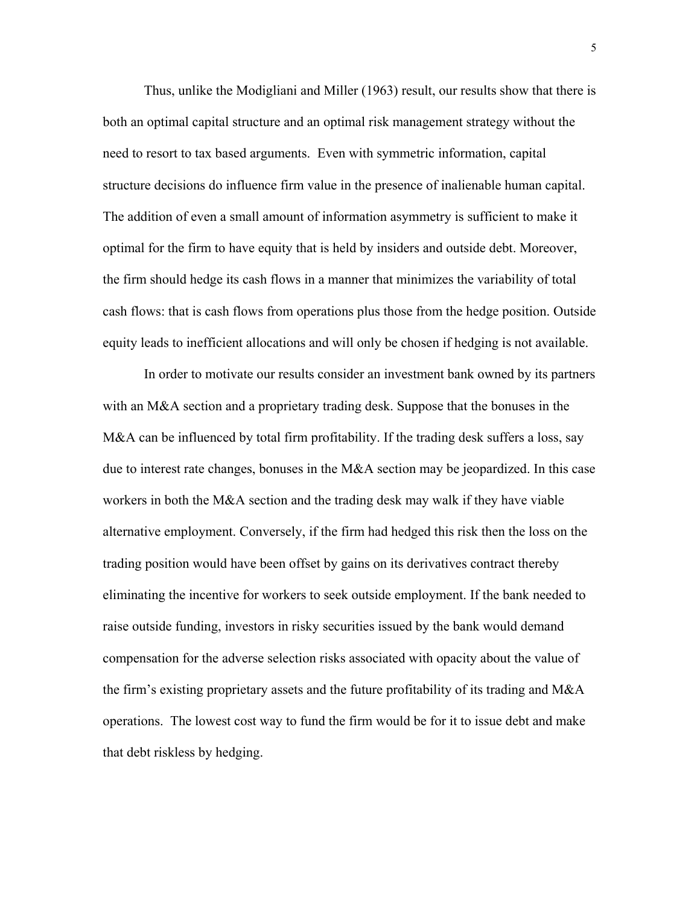Thus, unlike the Modigliani and Miller (1963) result, our results show that there is both an optimal capital structure and an optimal risk management strategy without the need to resort to tax based arguments. Even with symmetric information, capital structure decisions do influence firm value in the presence of inalienable human capital. The addition of even a small amount of information asymmetry is sufficient to make it optimal for the firm to have equity that is held by insiders and outside debt. Moreover, the firm should hedge its cash flows in a manner that minimizes the variability of total cash flows: that is cash flows from operations plus those from the hedge position. Outside equity leads to inefficient allocations and will only be chosen if hedging is not available.

In order to motivate our results consider an investment bank owned by its partners with an M&A section and a proprietary trading desk. Suppose that the bonuses in the M&A can be influenced by total firm profitability. If the trading desk suffers a loss, say due to interest rate changes, bonuses in the M&A section may be jeopardized. In this case workers in both the M&A section and the trading desk may walk if they have viable alternative employment. Conversely, if the firm had hedged this risk then the loss on the trading position would have been offset by gains on its derivatives contract thereby eliminating the incentive for workers to seek outside employment. If the bank needed to raise outside funding, investors in risky securities issued by the bank would demand compensation for the adverse selection risks associated with opacity about the value of the firm's existing proprietary assets and the future profitability of its trading and M&A operations. The lowest cost way to fund the firm would be for it to issue debt and make that debt riskless by hedging.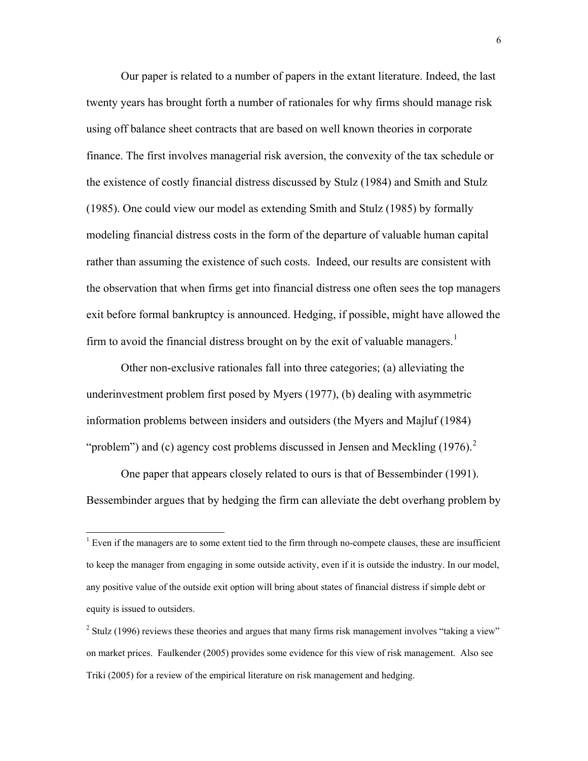Our paper is related to a number of papers in the extant literature. Indeed, the last twenty years has brought forth a number of rationales for why firms should manage risk using off balance sheet contracts that are based on well known theories in corporate finance. The first involves managerial risk aversion, the convexity of the tax schedule or the existence of costly financial distress discussed by Stulz (1984) and Smith and Stulz (1985). One could view our model as extending Smith and Stulz (1985) by formally modeling financial distress costs in the form of the departure of valuable human capital rather than assuming the existence of such costs. Indeed, our results are consistent with the observation that when firms get into financial distress one often sees the top managers exit before formal bankruptcy is announced. Hedging, if possible, might have allowed the firm to avoid the financial distress brought on by the exit of valuable managers.[1]

Other non-exclusive rationales fall into three categories; (a) alleviating the underinvestment problem first posed by Myers (1977), (b) dealing with asymmetric information problems between insiders and outsiders (the Myers and Majluf (1984) "problem") and (c) agency cost problems discussed in Jensen and Meckling (1976).[2]

One paper that appears closely related to ours is that of Bessembinder (1991). Bessembinder argues that by hedging the firm can alleviate the debt overhang problem by

[1] Even if the managers are to some extent tied to the firm through no-compete clauses, these are insufficient to keep the manager from engaging in some outside activity, even if it is outside the industry. In our model, any positive value of the outside exit option will bring about states of financial distress if simple debt or equity is issued to outsiders.

[2] Stulz (1996) reviews these theories and argues that many firms risk management involves "taking a view" on market prices. Faulkender (2005) provides some evidence for this view of risk management. Also see Triki (2005) for a review of the empirical literature on risk management and hedging.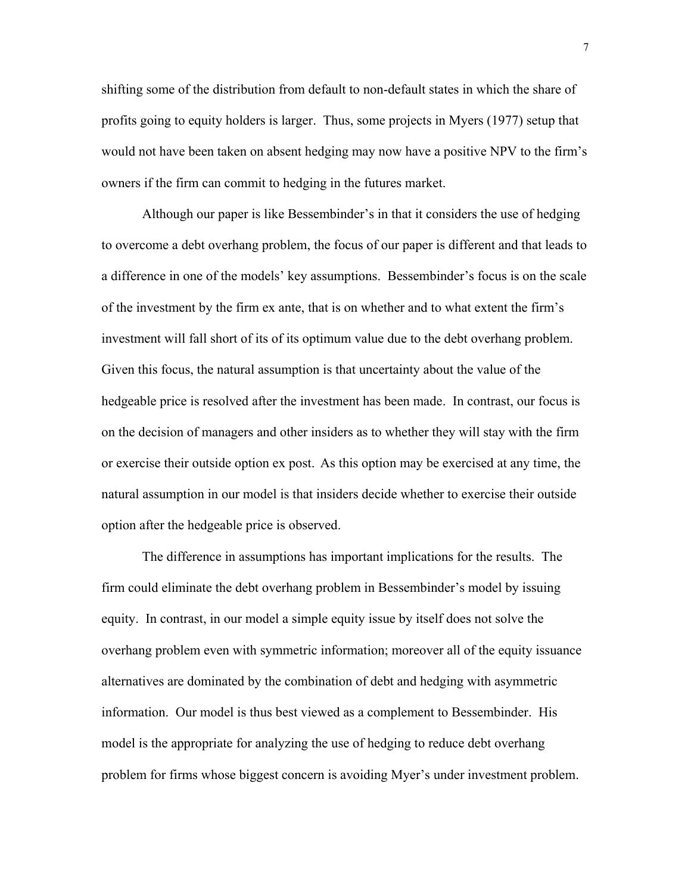shifting some of the distribution from default to non-default states in which the share of profits going to equity holders is larger. Thus, some projects in Myers (1977) setup that would not have been taken on absent hedging may now have a positive NPV to the firm's owners if the firm can commit to hedging in the futures market.

Although our paper is like Bessembinder's in that it considers the use of hedging to overcome a debt overhang problem, the focus of our paper is different and that leads to a difference in one of the models' key assumptions. Bessembinder's focus is on the scale of the investment by the firm ex ante, that is on whether and to what extent the firm's investment will fall short of its of its optimum value due to the debt overhang problem. Given this focus, the natural assumption is that uncertainty about the value of the hedgeable price is resolved after the investment has been made. In contrast, our focus is on the decision of managers and other insiders as to whether they will stay with the firm or exercise their outside option ex post. As this option may be exercised at any time, the natural assumption in our model is that insiders decide whether to exercise their outside option after the hedgeable price is observed.

The difference in assumptions has important implications for the results. The firm could eliminate the debt overhang problem in Bessembinder's model by issuing equity. In contrast, in our model a simple equity issue by itself does not solve the overhang problem even with symmetric information; moreover all of the equity issuance alternatives are dominated by the combination of debt and hedging with asymmetric information. Our model is thus best viewed as a complement to Bessembinder. His model is the appropriate for analyzing the use of hedging to reduce debt overhang problem for firms whose biggest concern is avoiding Myer's under investment problem.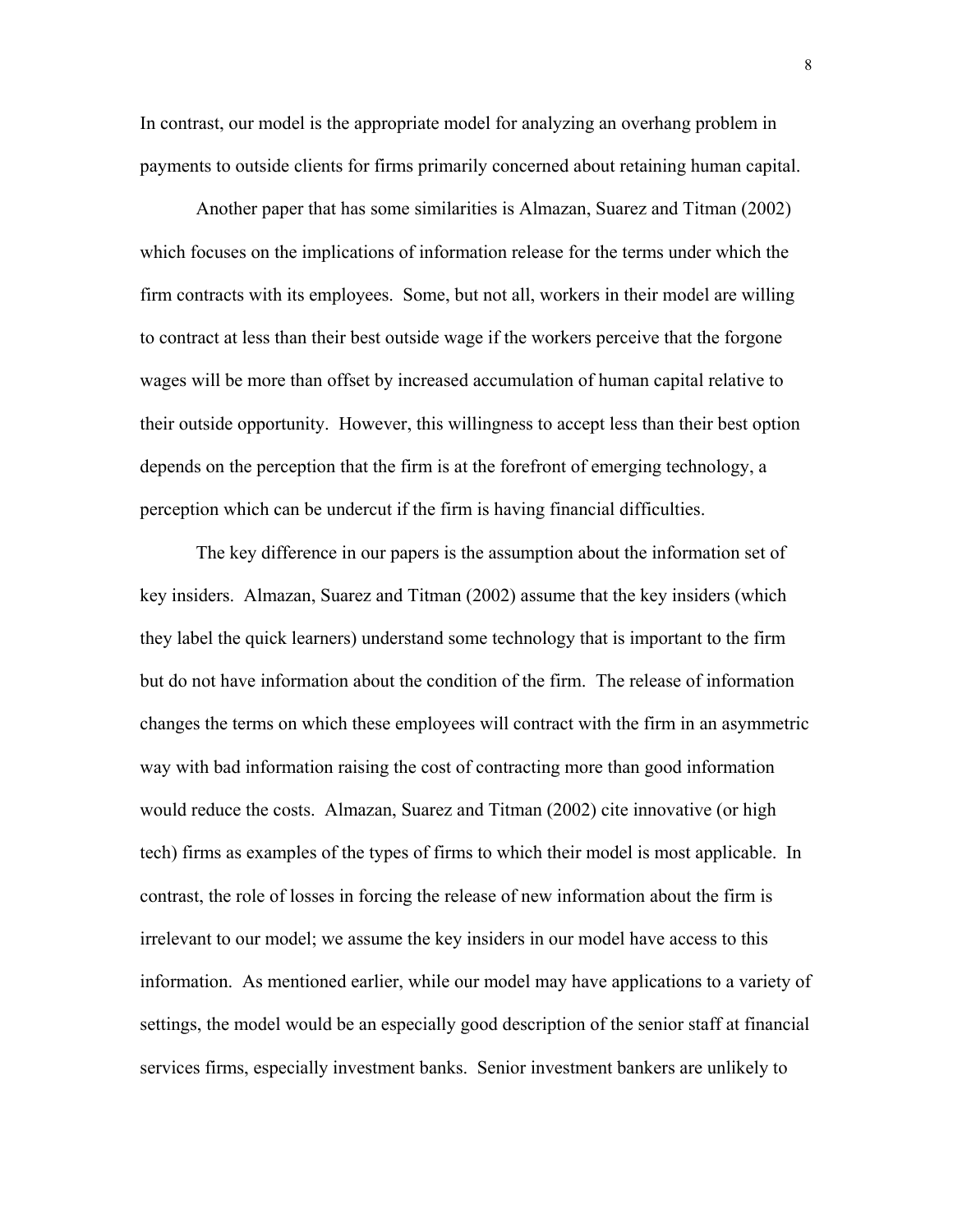In contrast, our model is the appropriate model for analyzing an overhang problem in payments to outside clients for firms primarily concerned about retaining human capital.

Another paper that has some similarities is Almazan, Suarez and Titman (2002) which focuses on the implications of information release for the terms under which the firm contracts with its employees. Some, but not all, workers in their model are willing to contract at less than their best outside wage if the workers perceive that the forgone wages will be more than offset by increased accumulation of human capital relative to their outside opportunity. However, this willingness to accept less than their best option depends on the perception that the firm is at the forefront of emerging technology, a perception which can be undercut if the firm is having financial difficulties.

The key difference in our papers is the assumption about the information set of key insiders. Almazan, Suarez and Titman (2002) assume that the key insiders (which they label the quick learners) understand some technology that is important to the firm but do not have information about the condition of the firm. The release of information changes the terms on which these employees will contract with the firm in an asymmetric way with bad information raising the cost of contracting more than good information would reduce the costs. Almazan, Suarez and Titman (2002) cite innovative (or high tech) firms as examples of the types of firms to which their model is most applicable. In contrast, the role of losses in forcing the release of new information about the firm is irrelevant to our model; we assume the key insiders in our model have access to this information. As mentioned earlier, while our model may have applications to a variety of settings, the model would be an especially good description of the senior staff at financial services firms, especially investment banks. Senior investment bankers are unlikely to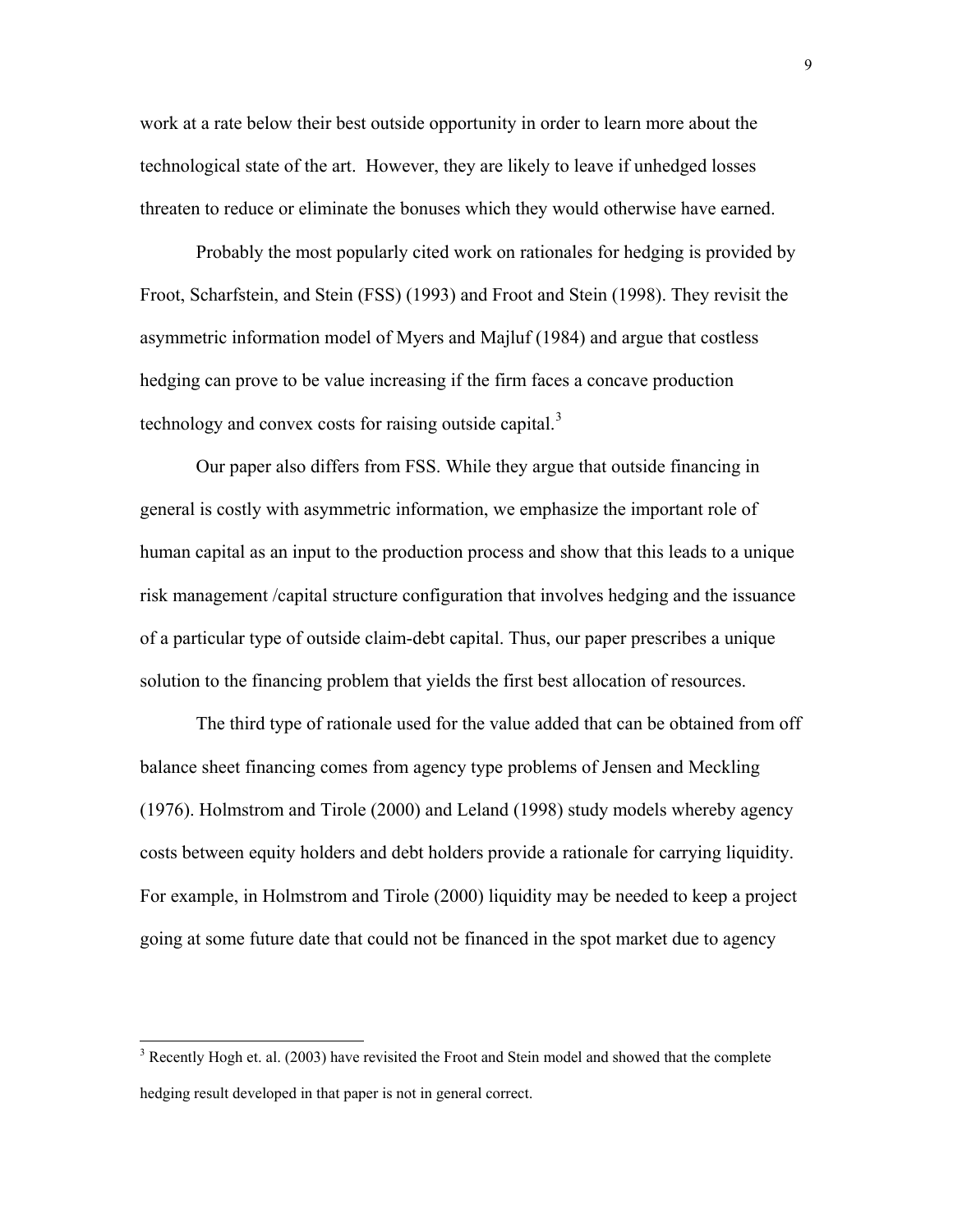work at a rate below their best outside opportunity in order to learn more about the technological state of the art. However, they are likely to leave if unhedged losses threaten to reduce or eliminate the bonuses which they would otherwise have earned.

Probably the most popularly cited work on rationales for hedging is provided by Froot, Scharfstein, and Stein (FSS) (1993) and Froot and Stein (1998). They revisit the asymmetric information model of Myers and Majluf (1984) and argue that costless hedging can prove to be value increasing if the firm faces a concave production technology and convex costs for raising outside capital.[3]

Our paper also differs from FSS. While they argue that outside financing in general is costly with asymmetric information, we emphasize the important role of human capital as an input to the production process and show that this leads to a unique risk management /capital structure configuration that involves hedging and the issuance of a particular type of outside claim-debt capital. Thus, our paper prescribes a unique solution to the financing problem that yields the first best allocation of resources.

The third type of rationale used for the value added that can be obtained from off balance sheet financing comes from agency type problems of Jensen and Meckling (1976). Holmstrom and Tirole (2000) and Leland (1998) study models whereby agency costs between equity holders and debt holders provide a rationale for carrying liquidity. For example, in Holmstrom and Tirole (2000) liquidity may be needed to keep a project going at some future date that could not be financed in the spot market due to agency

[3] Recently Hogh et. al. (2003) have revisited the Froot and Stein model and showed that the complete hedging result developed in that paper is not in general correct.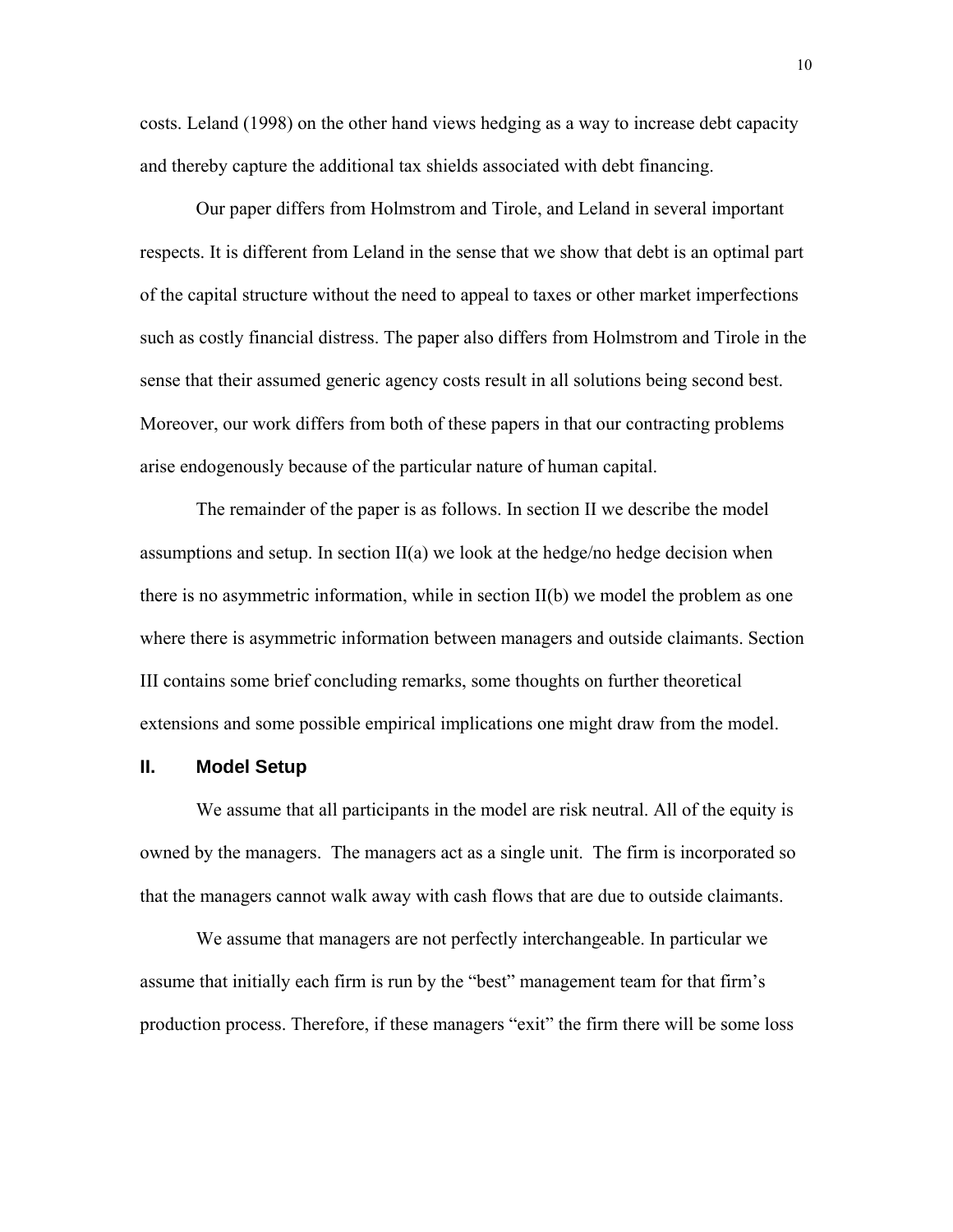costs. Leland (1998) on the other hand views hedging as a way to increase debt capacity and thereby capture the additional tax shields associated with debt financing.

Our paper differs from Holmstrom and Tirole, and Leland in several important respects. It is different from Leland in the sense that we show that debt is an optimal part of the capital structure without the need to appeal to taxes or other market imperfections such as costly financial distress. The paper also differs from Holmstrom and Tirole in the sense that their assumed generic agency costs result in all solutions being second best. Moreover, our work differs from both of these papers in that our contracting problems arise endogenously because of the particular nature of human capital.

The remainder of the paper is as follows. In section II we describe the model assumptions and setup. In section II(a) we look at the hedge/no hedge decision when there is no asymmetric information, while in section II(b) we model the problem as one where there is asymmetric information between managers and outside claimants. Section III contains some brief concluding remarks, some thoughts on further theoretical extensions and some possible empirical implications one might draw from the model.

## II. Model Setup

We assume that all participants in the model are risk neutral. All of the equity is owned by the managers. The managers act as a single unit. The firm is incorporated so that the managers cannot walk away with cash flows that are due to outside claimants.

We assume that managers are not perfectly interchangeable. In particular we assume that initially each firm is run by the "best" management team for that firm's production process. Therefore, if these managers "exit" the firm there will be some loss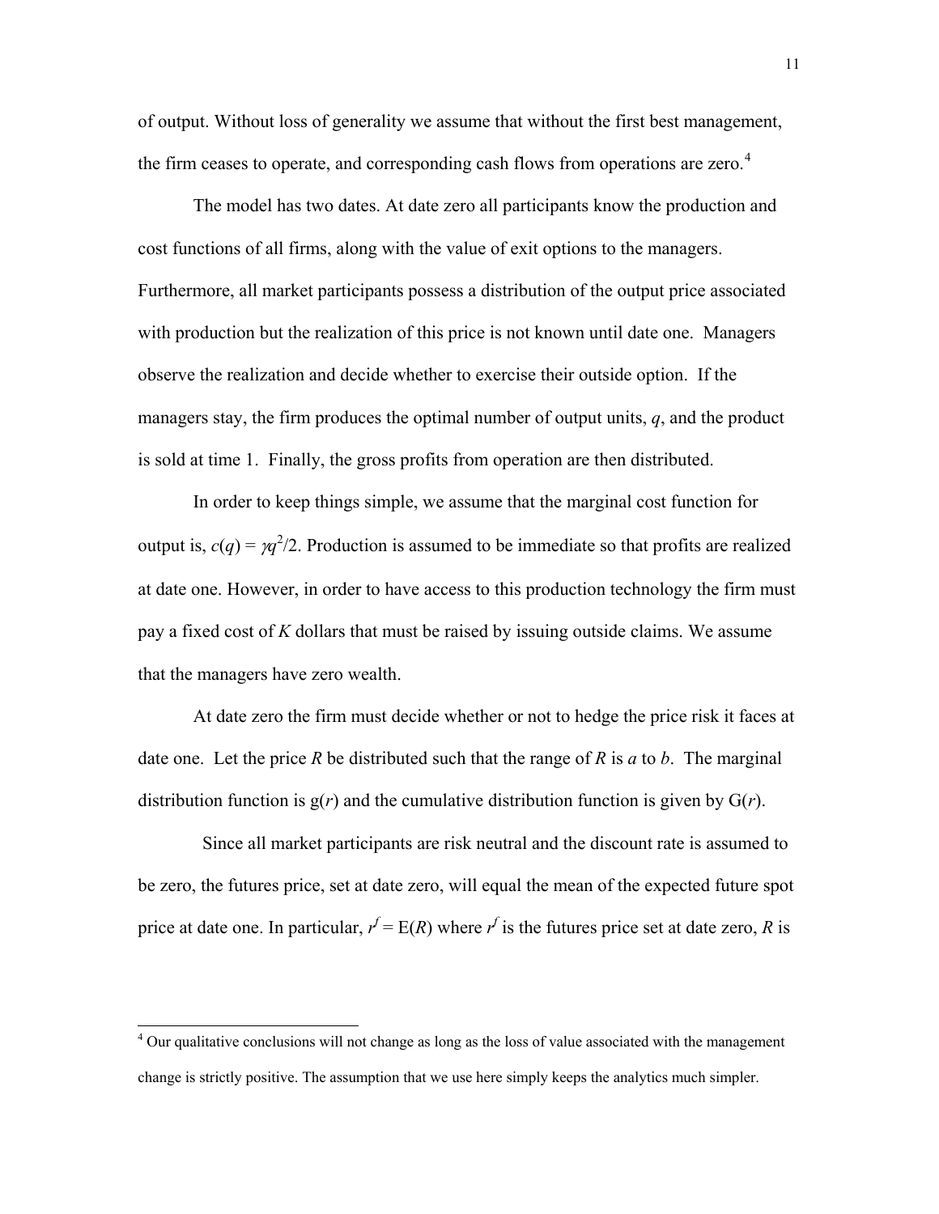of output. Without loss of generality we assume that without the first best management, the firm ceases to operate, and corresponding cash flows from operations are zero.[4]

The model has two dates. At date zero all participants know the production and cost functions of all firms, along with the value of exit options to the managers. Furthermore, all market participants possess a distribution of the output price associated with production but the realization of this price is not known until date one. Managers observe the realization and decide whether to exercise their outside option. If the managers stay, the firm produces the optimal number of output units, $q$, and the product is sold at time 1. Finally, the gross profits from operation are then distributed.

In order to keep things simple, we assume that the marginal cost function for output is, $c(q) = \gamma q^2/2$. Production is assumed to be immediate so that profits are realized at date one. However, in order to have access to this production technology the firm must pay a fixed cost of $K$ dollars that must be raised by issuing outside claims. We assume that the managers have zero wealth.

At date zero the firm must decide whether or not to hedge the price risk it faces at date one. Let the price $R$ be distributed such that the range of $R$ is $a$ to $b$. The marginal distribution function is $g(r)$ and the cumulative distribution function is given by $G(r)$.

Since all market participants are risk neutral and the discount rate is assumed to be zero, the futures price, set at date zero, will equal the mean of the expected future spot price at date one. In particular, $r^f = E(R)$ where $r^f$ is the futures price set at date zero, $R$ is

---

[4] Our qualitative conclusions will not change as long as the loss of value associated with the management change is strictly positive. The assumption that we use here simply keeps the analytics much simpler.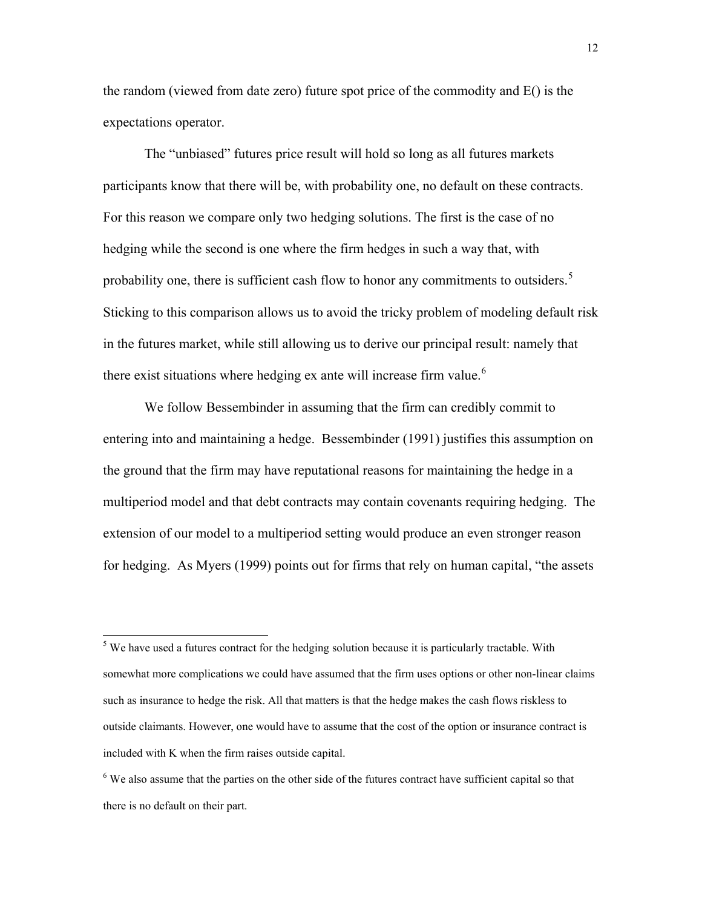the random (viewed from date zero) future spot price of the commodity and E() is the expectations operator.

The "unbiased" futures price result will hold so long as all futures markets participants know that there will be, with probability one, no default on these contracts. For this reason we compare only two hedging solutions. The first is the case of no hedging while the second is one where the firm hedges in such a way that, with probability one, there is sufficient cash flow to honor any commitments to outsiders.[5] Sticking to this comparison allows us to avoid the tricky problem of modeling default risk in the futures market, while still allowing us to derive our principal result: namely that there exist situations where hedging ex ante will increase firm value.[6]

We follow Bessembinder in assuming that the firm can credibly commit to entering into and maintaining a hedge. Bessembinder (1991) justifies this assumption on the ground that the firm may have reputational reasons for maintaining the hedge in a multiperiod model and that debt contracts may contain covenants requiring hedging. The extension of our model to a multiperiod setting would produce an even stronger reason for hedging. As Myers (1999) points out for firms that rely on human capital, "the assets

---

[5] We have used a futures contract for the hedging solution because it is particularly tractable. With somewhat more complications we could have assumed that the firm uses options or other non-linear claims such as insurance to hedge the risk. All that matters is that the hedge makes the cash flows riskless to outside claimants. However, one would have to assume that the cost of the option or insurance contract is included with K when the firm raises outside capital.

[6] We also assume that the parties on the other side of the futures contract have sufficient capital so that there is no default on their part.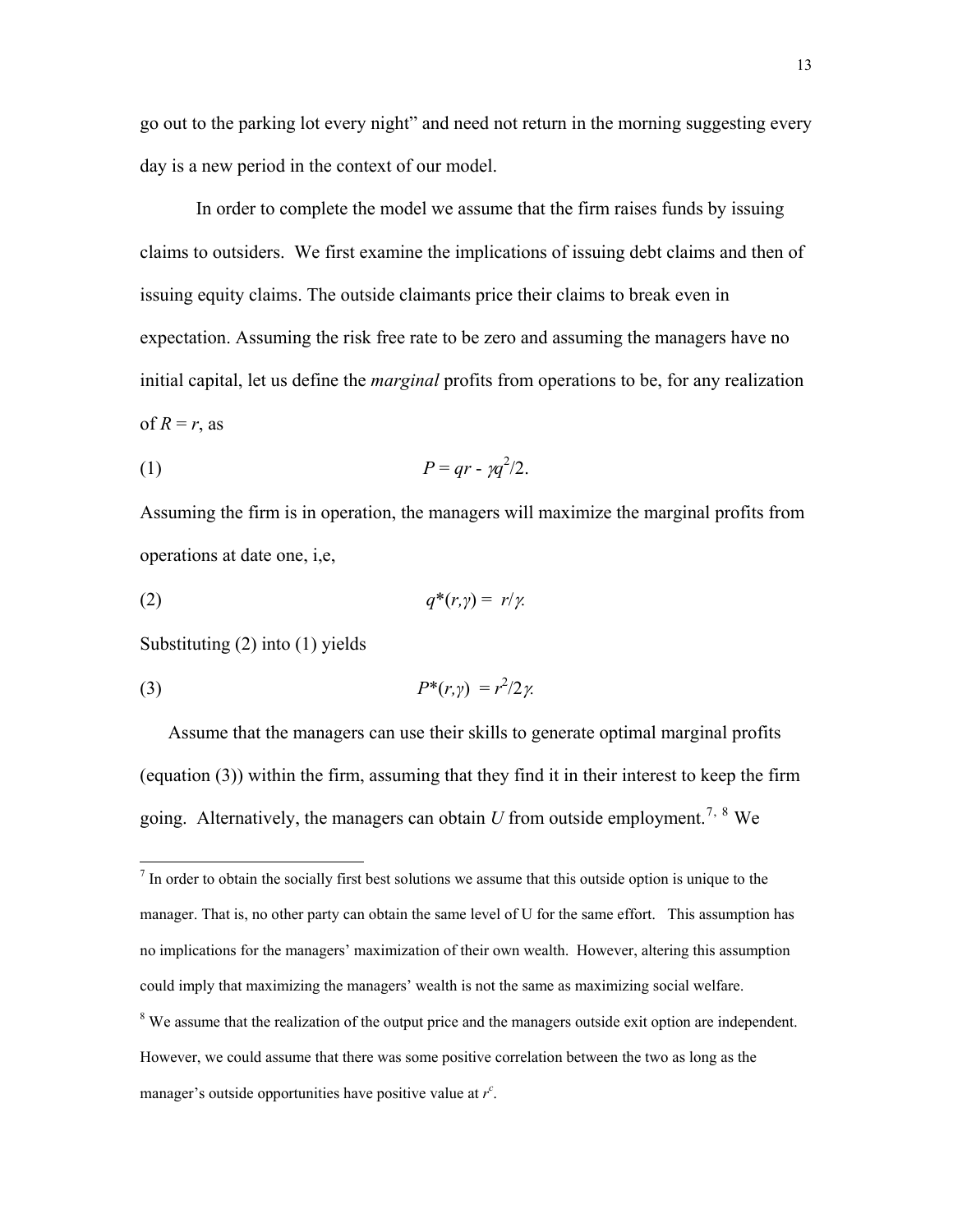go out to the parking lot every night" and need not return in the morning suggesting every day is a new period in the context of our model.

In order to complete the model we assume that the firm raises funds by issuing claims to outsiders. We first examine the implications of issuing debt claims and then of issuing equity claims. The outside claimants price their claims to break even in expectation. Assuming the risk free rate to be zero and assuming the managers have no initial capital, let us define the *marginal* profits from operations to be, for any realization of $R = r$, as

$$P = qr - \gamma q^2/2. \tag{1}$$

Assuming the firm is in operation, the managers will maximize the marginal profits from operations at date one, i,e,

$$q^*(r,\gamma) = r/\gamma. \tag{2}$$

Substituting (2) into (1) yields

$$P^*(r,\gamma) = r^2/2\gamma. \tag{3}$$

Assume that the managers can use their skills to generate optimal marginal profits (equation (3)) within the firm, assuming that they find it in their interest to keep the firm going. Alternatively, the managers can obtain $U$ from outside employment.[7, 8] We

---

[7] In order to obtain the socially first best solutions we assume that this outside option is unique to the manager. That is, no other party can obtain the same level of U for the same effort. This assumption has no implications for the managers' maximization of their own wealth. However, altering this assumption could imply that maximizing the managers' wealth is not the same as maximizing social welfare.

[8] We assume that the realization of the output price and the managers outside exit option are independent. However, we could assume that there was some positive correlation between the two as long as the manager's outside opportunities have positive value at $r^c$.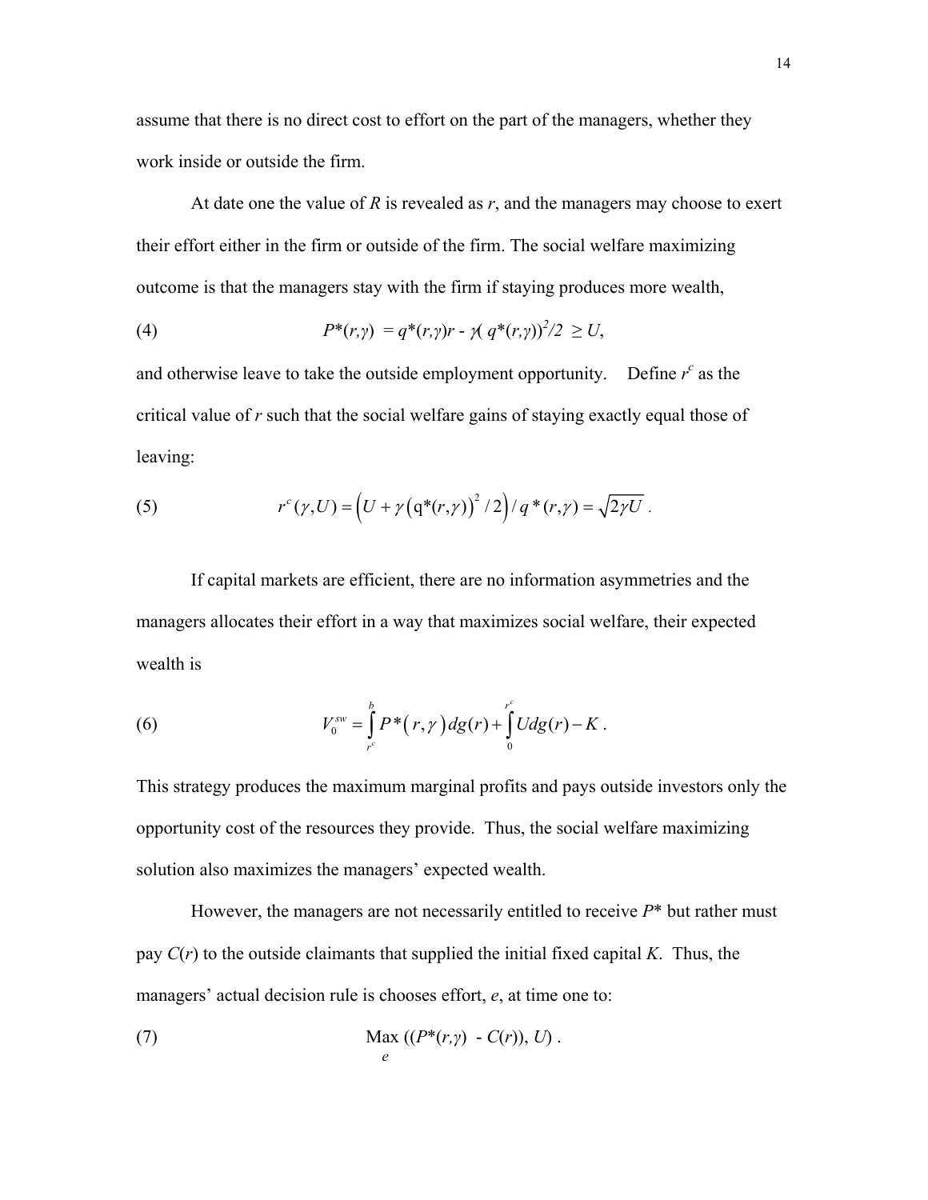assume that there is no direct cost to effort on the part of the managers, whether they work inside or outside the firm.

At date one the value of $R$ is revealed as $r$, and the managers may choose to exert their effort either in the firm or outside of the firm. The social welfare maximizing outcome is that the managers stay with the firm if staying produces more wealth,

$$P^*(r,\gamma) = q^*(r,\gamma)r - \gamma(q^*(r,\gamma))^2/2 \geq U, \tag{4}$$

and otherwise leave to take the outside employment opportunity. Define $r^c$ as the critical value of $r$ such that the social welfare gains of staying exactly equal those of leaving:

$$r^c(\gamma,U) = \left(U + \gamma\left(q^*(r,\gamma)\right)^2/2\right)/q^*(r,\gamma) = \sqrt{2\gamma U}\ . \tag{5}$$

If capital markets are efficient, there are no information asymmetries and the managers allocates their effort in a way that maximizes social welfare, their expected wealth is

$$V_0^{sw} = \int_{r^c}^{b} P^*\left(r,\gamma\right)dg(r) + \int_{0}^{r^c} U dg(r) - K\ . \tag{6}$$

This strategy produces the maximum marginal profits and pays outside investors only the opportunity cost of the resources they provide. Thus, the social welfare maximizing solution also maximizes the managers' expected wealth.

However, the managers are not necessarily entitled to receive $P^*$ but rather must pay $C(r)$ to the outside claimants that supplied the initial fixed capital $K$. Thus, the managers' actual decision rule is chooses effort, $e$, at time one to:

$$\operatorname*{Max}_{e}\ ((P^*(r,\gamma) - C(r)), U)\ . \tag{7}$$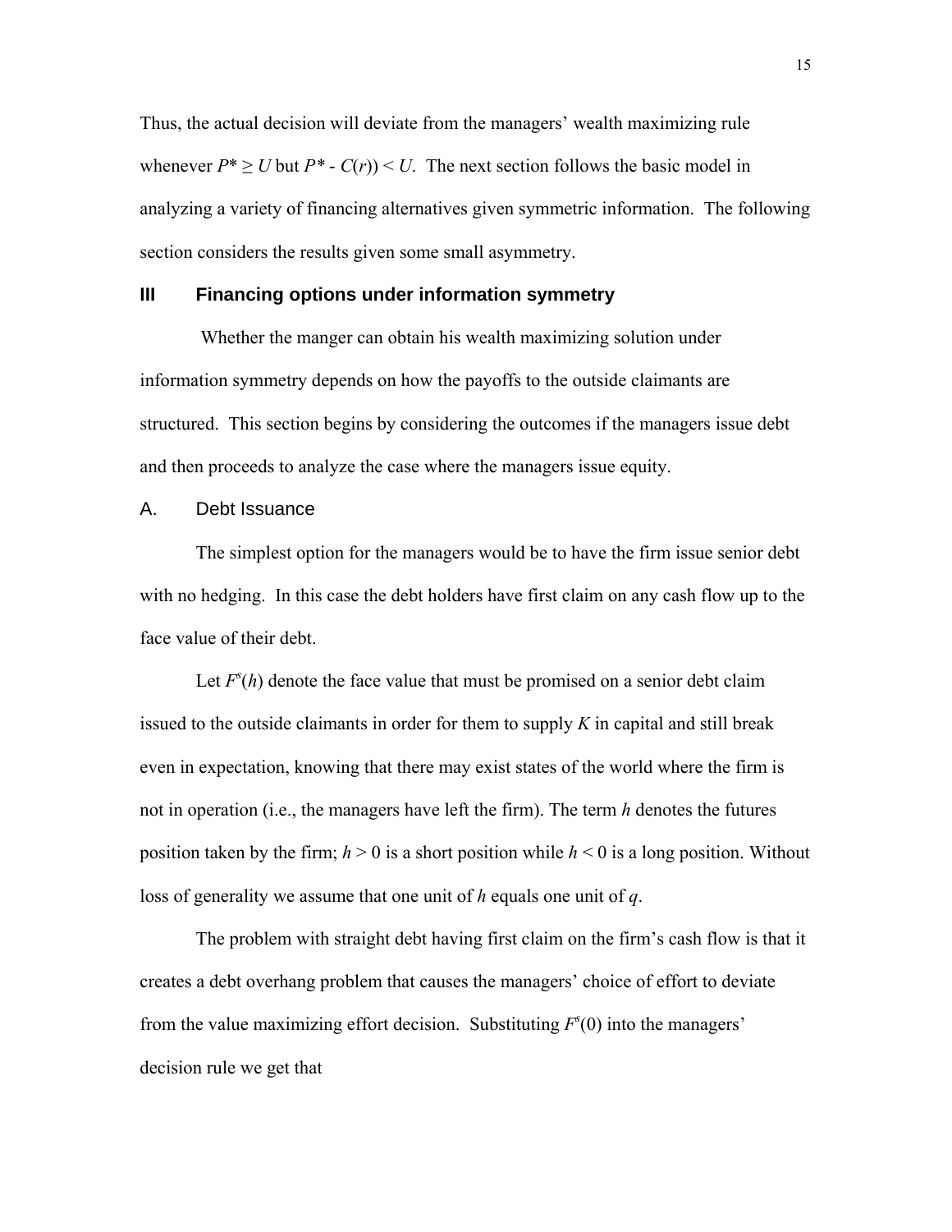Thus, the actual decision will deviate from the managers' wealth maximizing rule whenever $P^* \geq U$ but $P^* - C(r)) < U$. The next section follows the basic model in analyzing a variety of financing alternatives given symmetric information. The following section considers the results given some small asymmetry.

## III Financing options under information symmetry

Whether the manger can obtain his wealth maximizing solution under information symmetry depends on how the payoffs to the outside claimants are structured. This section begins by considering the outcomes if the managers issue debt and then proceeds to analyze the case where the managers issue equity.

### A. Debt Issuance

The simplest option for the managers would be to have the firm issue senior debt with no hedging. In this case the debt holders have first claim on any cash flow up to the face value of their debt.

Let $F^s(h)$ denote the face value that must be promised on a senior debt claim issued to the outside claimants in order for them to supply $K$ in capital and still break even in expectation, knowing that there may exist states of the world where the firm is not in operation (i.e., the managers have left the firm). The term $h$ denotes the futures position taken by the firm; $h > 0$ is a short position while $h < 0$ is a long position. Without loss of generality we assume that one unit of $h$ equals one unit of $q$.

The problem with straight debt having first claim on the firm's cash flow is that it creates a debt overhang problem that causes the managers' choice of effort to deviate from the value maximizing effort decision. Substituting $F^s(0)$ into the managers' decision rule we get that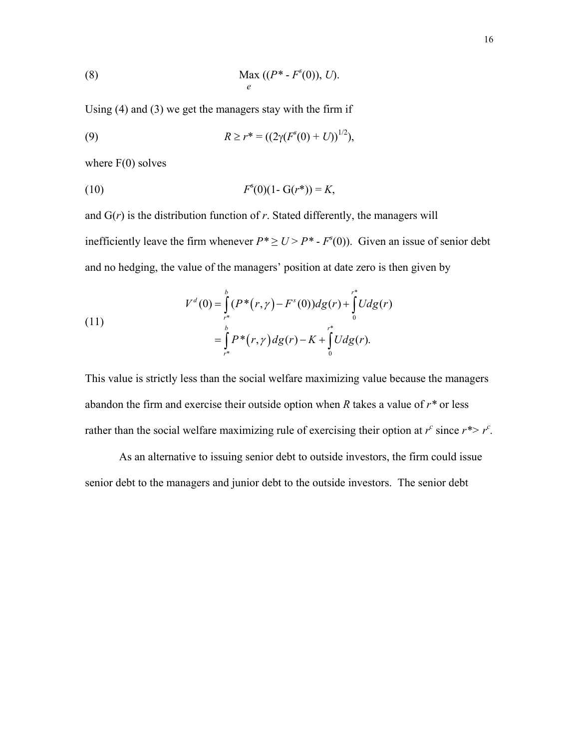$$\text{(8)} \qquad \underset{e}{\text{Max}} \; ((P^* - F^s(0)), U).$$

Using (4) and (3) we get the managers stay with the firm if

$$\text{(9)} \qquad R \geq r^* = ((2\gamma(F^s(0) + U))^{1/2}),$$

where F(0) solves

$$\text{(10)} \qquad F^s(0)(1 - G(r^*)) = K,$$

and G($r$) is the distribution function of $r$. Stated differently, the managers will inefficiently leave the firm whenever $P^* \geq U > P^* - F^s(0))$. Given an issue of senior debt and no hedging, the value of the managers' position at date zero is then given by

$$\text{(11)} \qquad \begin{aligned} V^d(0) &= \int_{r^*}^{b} (P^*(r,\gamma) - F^s(0))dg(r) + \int_{0}^{r^*} U dg(r) \\ &= \int_{r^*}^{b} P^*(r,\gamma)dg(r) - K + \int_{0}^{r^*} U dg(r). \end{aligned}$$

This value is strictly less than the social welfare maximizing value because the managers abandon the firm and exercise their outside option when $R$ takes a value of $r^*$ or less rather than the social welfare maximizing rule of exercising their option at $r^c$ since $r^* > r^c$.

As an alternative to issuing senior debt to outside investors, the firm could issue senior debt to the managers and junior debt to the outside investors. The senior debt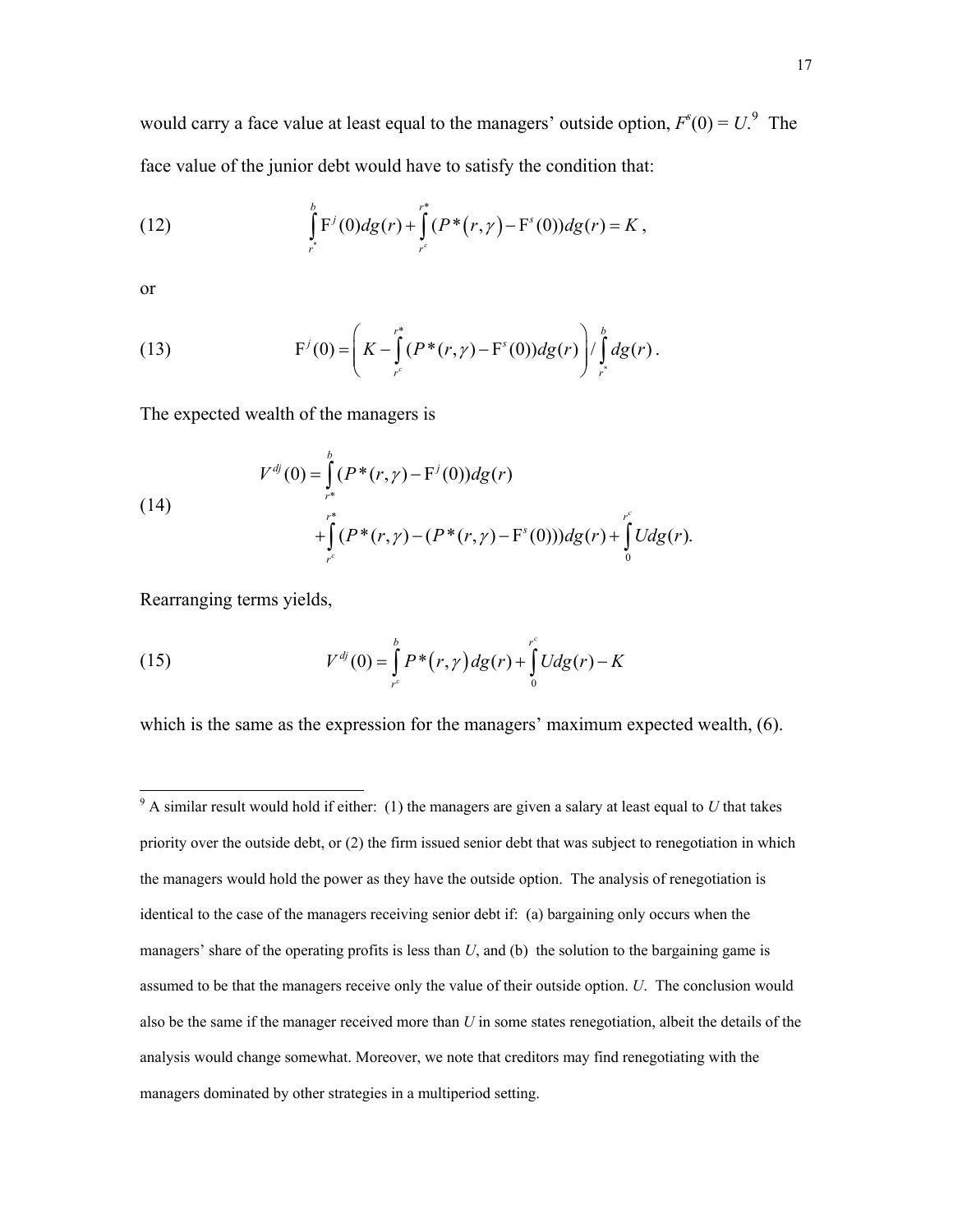would carry a face value at least equal to the managers' outside option, $F^s(0) = U$.[9] The face value of the junior debt would have to satisfy the condition that:

$$\int_{r^*}^{b} \mathrm{F}^j(0)dg(r) + \int_{r^c}^{r^*} (P^*(r,\gamma) - \mathrm{F}^s(0))dg(r) = K, \tag{12}$$

or

$$\mathrm{F}^j(0) = \left( K - \int_{r^c}^{r^*} (P^*(r,\gamma) - \mathrm{F}^s(0))dg(r) \right) / \int_{r^*}^{b} dg(r). \tag{13}$$

The expected wealth of the managers is

$$\begin{aligned} V^{dj}(0) &= \int_{r^*}^{b} (P^*(r,\gamma) - \mathrm{F}^j(0))dg(r) \\ &+ \int_{r^c}^{r^*} (P^*(r,\gamma) - (P^*(r,\gamma) - \mathrm{F}^s(0)))dg(r) + \int_{0}^{r^c} U dg(r). \end{aligned} \tag{14}$$

Rearranging terms yields,

$$V^{dj}(0) = \int_{r^c}^{b} P^*(r,\gamma) dg(r) + \int_{0}^{r^c} U dg(r) - K \tag{15}$$

which is the same as the expression for the managers' maximum expected wealth, (6).

---

[9] A similar result would hold if either: (1) the managers are given a salary at least equal to $U$ that takes priority over the outside debt, or (2) the firm issued senior debt that was subject to renegotiation in which the managers would hold the power as they have the outside option. The analysis of renegotiation is identical to the case of the managers receiving senior debt if: (a) bargaining only occurs when the managers' share of the operating profits is less than $U$, and (b) the solution to the bargaining game is assumed to be that the managers receive only the value of their outside option. $U$. The conclusion would also be the same if the manager received more than $U$ in some states renegotiation, albeit the details of the analysis would change somewhat. Moreover, we note that creditors may find renegotiating with the managers dominated by other strategies in a multiperiod setting.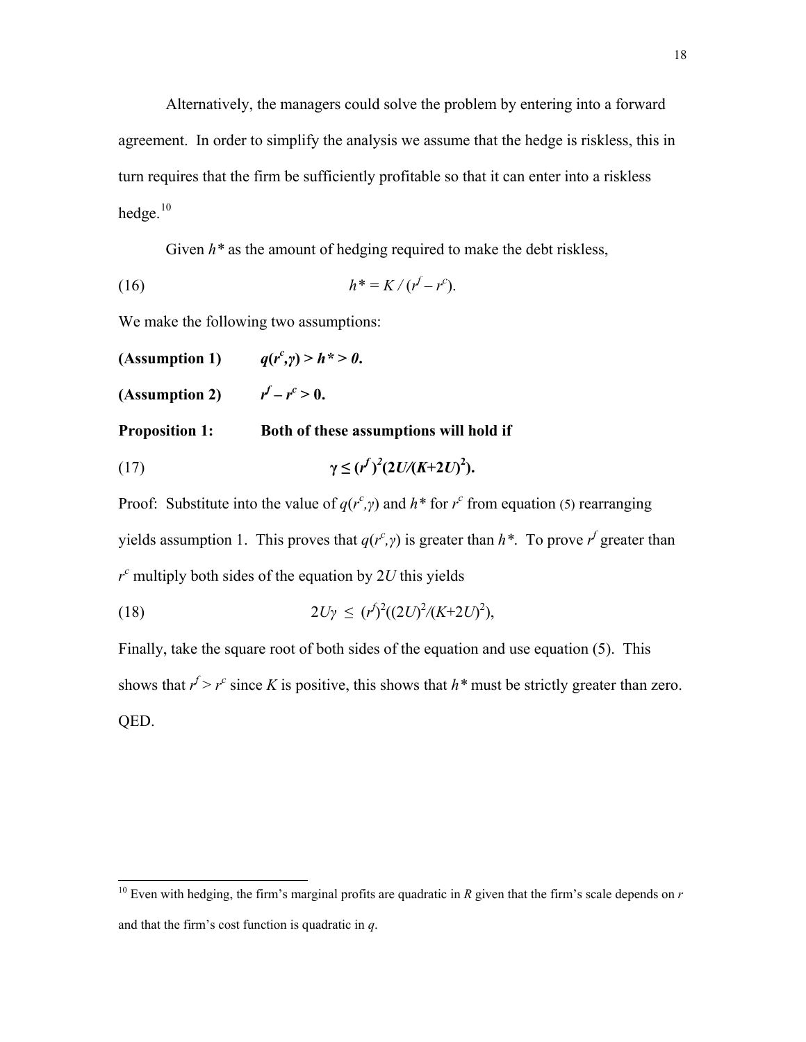Alternatively, the managers could solve the problem by entering into a forward agreement. In order to simplify the analysis we assume that the hedge is riskless, this in turn requires that the firm be sufficiently profitable so that it can enter into a riskless hedge.[10]

Given $h^*$ as the amount of hedging required to make the debt riskless,

$$h^* = K / (r^f - r^c). \tag{16}$$

We make the following two assumptions:

**(Assumption 1)** $\quad q(r^c,\gamma) > h^* > 0.$

**(Assumption 2)** $\quad r^f - r^c > 0.$

**Proposition 1:** **Both of these assumptions will hold if**

$$\gamma \leq (r^f)^2(2U/(K+2U)^2). \tag{17}$$

Proof: Substitute into the value of $q(r^c,\gamma)$ and $h^*$ for $r^c$ from equation (5) rearranging yields assumption 1. This proves that $q(r^c,\gamma)$ is greater than $h^*$. To prove $r^f$ greater than $r^c$ multiply both sides of the equation by $2U$ this yields

$$2U\gamma \leq (r^f)^2((2U)^2/(K+2U)^2), \tag{18}$$

Finally, take the square root of both sides of the equation and use equation (5). This shows that $r^f > r^c$ since $K$ is positive, this shows that $h^*$ must be strictly greater than zero. QED.

---

[10] Even with hedging, the firm's marginal profits are quadratic in $R$ given that the firm's scale depends on $r$ and that the firm's cost function is quadratic in $q$.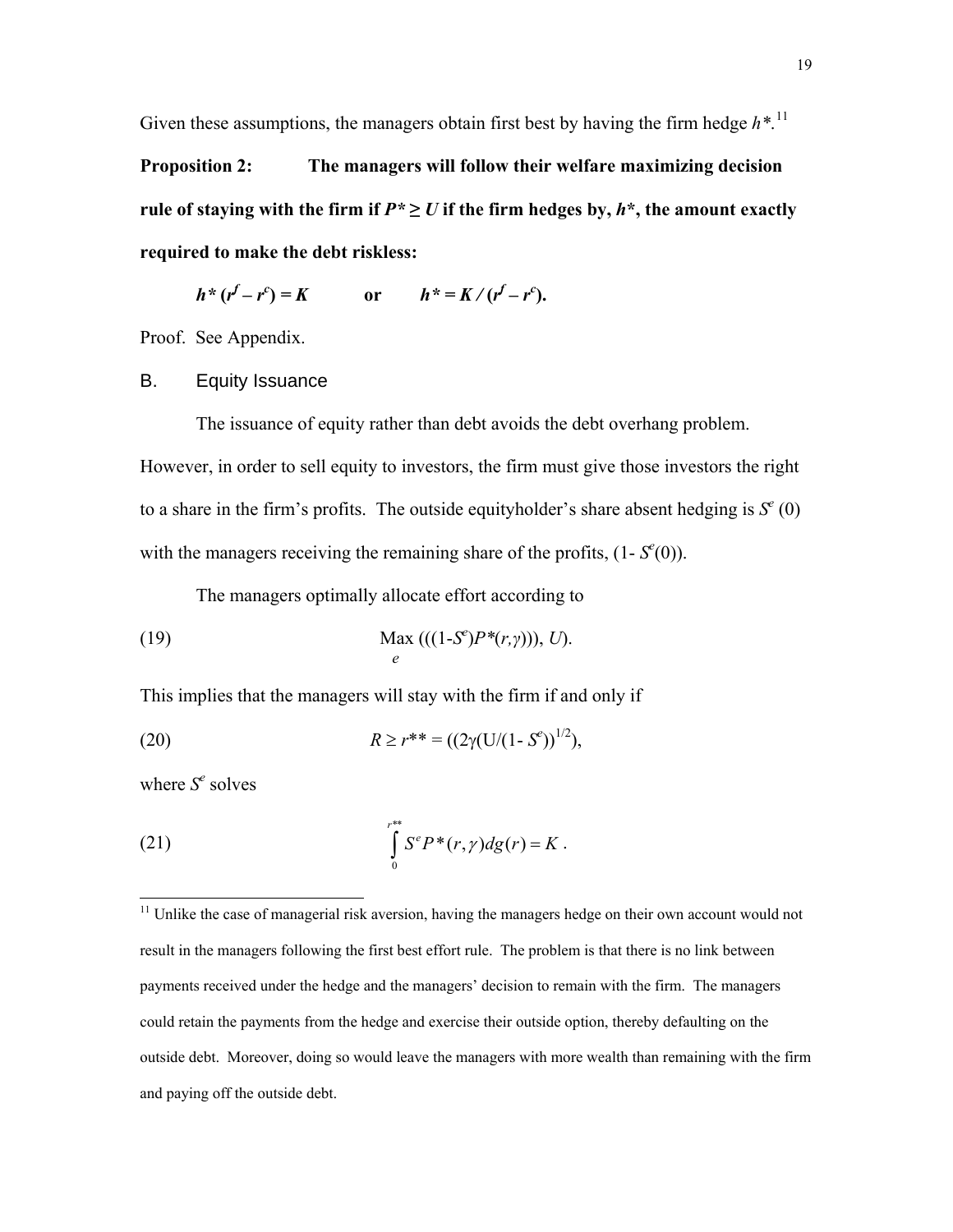Given these assumptions, the managers obtain first best by having the firm hedge $h^*$.[11]

**Proposition 2: The managers will follow their welfare maximizing decision rule of staying with the firm if $P^* \geq U$ if the firm hedges by, $h^*$, the amount exactly required to make the debt riskless:**

$$h^* (r^f - r^c) = K \qquad \text{or} \qquad h^* = K / (r^f - r^c).$$

Proof. See Appendix.

### B. Equity Issuance

The issuance of equity rather than debt avoids the debt overhang problem. However, in order to sell equity to investors, the firm must give those investors the right to a share in the firm's profits. The outside equityholder's share absent hedging is $S^e$ (0) with the managers receiving the remaining share of the profits, (1- $S^e$(0)).

The managers optimally allocate effort according to

$$\text{(19)} \qquad \underset{e}{\text{Max}} \; (((1\text{-}S^e)P^*(r,\gamma))), U).$$

This implies that the managers will stay with the firm if and only if

$$\text{(20)} \qquad R \geq r^{**} = ((2\gamma(\text{U}/(1\text{-} S^e))^{1/2}),$$

where $S^e$ solves

$$\text{(21)} \qquad \int_0^{r^{**}} S^e P^*(r,\gamma) dg(r) = K\,.$$

[11] Unlike the case of managerial risk aversion, having the managers hedge on their own account would not result in the managers following the first best effort rule. The problem is that there is no link between payments received under the hedge and the managers' decision to remain with the firm. The managers could retain the payments from the hedge and exercise their outside option, thereby defaulting on the outside debt. Moreover, doing so would leave the managers with more wealth than remaining with the firm and paying off the outside debt.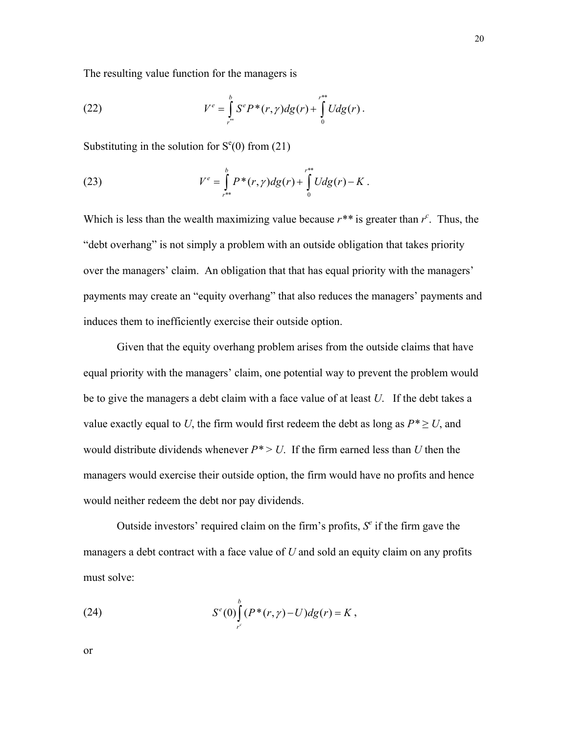The resulting value function for the managers is

$$V^e = \int_{r^{**}}^{b} S^e P^*(r,\gamma) dg(r) + \int_{0}^{r^{**}} U dg(r) . \tag{22}$$

Substituting in the solution for $S^e(0)$ from (21)

$$V^e = \int_{r^{**}}^{b} P^*(r,\gamma) dg(r) + \int_{0}^{r^{**}} U dg(r) - K . \tag{23}$$

Which is less than the wealth maximizing value because $r^{**}$ is greater than $r^c$. Thus, the "debt overhang" is not simply a problem with an outside obligation that takes priority over the managers' claim. An obligation that that has equal priority with the managers' payments may create an "equity overhang" that also reduces the managers' payments and induces them to inefficiently exercise their outside option.

Given that the equity overhang problem arises from the outside claims that have equal priority with the managers' claim, one potential way to prevent the problem would be to give the managers a debt claim with a face value of at least *U*. If the debt takes a value exactly equal to *U*, the firm would first redeem the debt as long as $P^* \geq U$, and would distribute dividends whenever $P^* > U$. If the firm earned less than *U* then the managers would exercise their outside option, the firm would have no profits and hence would neither redeem the debt nor pay dividends.

Outside investors' required claim on the firm's profits, $S^e$ if the firm gave the managers a debt contract with a face value of *U* and sold an equity claim on any profits must solve:

$$S^e(0) \int_{r^c}^{b} (P^*(r,\gamma) - U) dg(r) = K , \tag{24}$$

or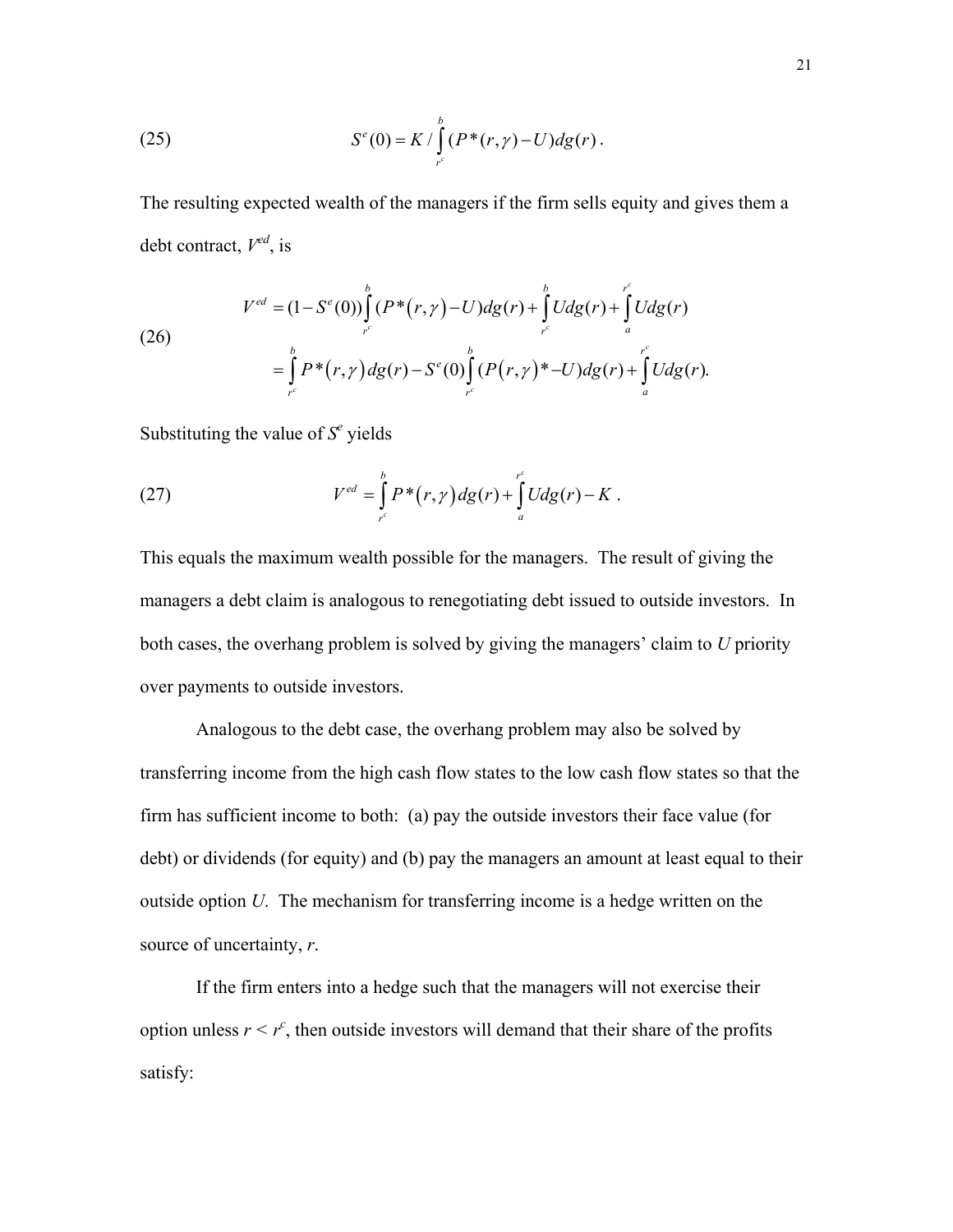$$S^e(0) = K / \int_{r^c}^{b} (P^*(r,\gamma) - U) dg(r) . \tag{25}$$

The resulting expected wealth of the managers if the firm sells equity and gives them a debt contract, $V^{ed}$, is

$$\begin{aligned} V^{ed} &= (1 - S^e(0)) \int_{r^c}^{b} (P^*(r,\gamma) - U) dg(r) + \int_{r^c}^{b} U dg(r) + \int_{a}^{r^c} U dg(r) \\ &= \int_{r^c}^{b} P^*(r,\gamma) dg(r) - S^e(0) \int_{r^c}^{b} (P(r,\gamma)^* - U) dg(r) + \int_{a}^{r^c} U dg(r). \end{aligned} \tag{26}$$

Substituting the value of $S^e$ yields

$$V^{ed} = \int_{r^c}^{b} P^*(r,\gamma) dg(r) + \int_{a}^{r^c} U dg(r) - K . \tag{27}$$

This equals the maximum wealth possible for the managers. The result of giving the managers a debt claim is analogous to renegotiating debt issued to outside investors. In both cases, the overhang problem is solved by giving the managers' claim to $U$ priority over payments to outside investors.

Analogous to the debt case, the overhang problem may also be solved by transferring income from the high cash flow states to the low cash flow states so that the firm has sufficient income to both: (a) pay the outside investors their face value (for debt) or dividends (for equity) and (b) pay the managers an amount at least equal to their outside option $U$. The mechanism for transferring income is a hedge written on the source of uncertainty, $r$.

If the firm enters into a hedge such that the managers will not exercise their option unless $r < r^c$, then outside investors will demand that their share of the profits satisfy: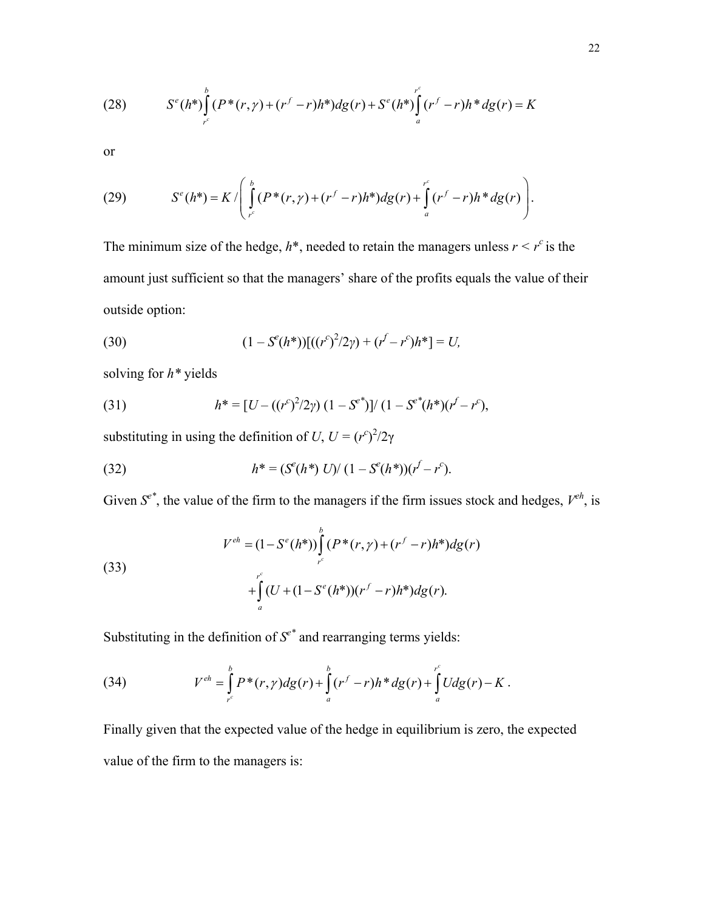$$(28) \qquad S^e(h^*)\int_{r^c}^{b}(P^*(r,\gamma)+(r^f-r)h^*)dg(r)+S^e(h^*)\int_{a}^{r^c}(r^f-r)h^*dg(r)=K$$

or

$$(29) \qquad S^e(h^*)=K\Bigg/\left(\int_{r^c}^{b}(P^*(r,\gamma)+(r^f-r)h^*)dg(r)+\int_{a}^{r^c}(r^f-r)h^*dg(r)\right).$$

The minimum size of the hedge, $h^*$, needed to retain the managers unless $r < r^c$ is the amount just sufficient so that the managers' share of the profits equals the value of their outside option:

$$(30) \qquad (1 - S^e(h^*))[((r^c)^2/2\gamma) + (r^f - r^c)h^*] = U,$$

solving for $h^*$ yields

$$(31) \qquad h^* = [U - ((r^c)^2/2\gamma)\,(1 - S^{e*})]/\,(1 - S^{e*}(h^*)(r^f - r^c),$$

substituting in using the definition of $U$, $U = (r^c)^2/2\gamma$

$$(32) \qquad h^* = (S^e(h^*)\,U)/\,(1 - S^e(h^*))(r^f - r^c).$$

Given $S^{e*}$, the value of the firm to the managers if the firm issues stock and hedges, $V^{eh}$, is

$$(33) \qquad \begin{aligned} V^{eh} &= (1-S^e(h^*))\int_{r^c}^{b}(P^*(r,\gamma)+(r^f-r)h^*)dg(r) \\ &+\int_{a}^{r^c}(U+(1-S^e(h^*))(r^f-r)h^*)dg(r). \end{aligned}$$

Substituting in the definition of $S^{e*}$ and rearranging terms yields:

$$(34) \qquad V^{eh}=\int_{r^c}^{b}P^*(r,\gamma)dg(r)+\int_{a}^{b}(r^f-r)h^*dg(r)+\int_{a}^{r^c}Udg(r)-K\,.$$

Finally given that the expected value of the hedge in equilibrium is zero, the expected value of the firm to the managers is: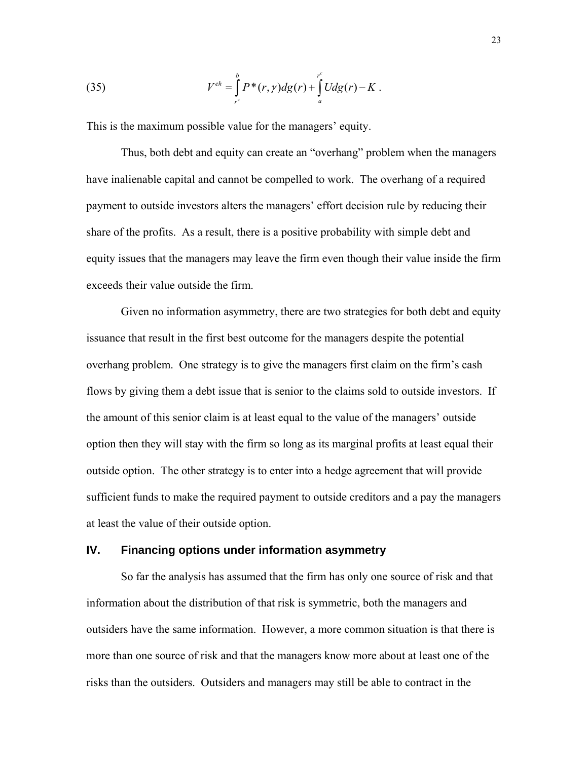$$V^{eh} = \int_{r^c}^{b} P^*(r,\gamma)dg(r) + \int_{a}^{r^c} Udg(r) - K \; . \tag{35}$$

This is the maximum possible value for the managers' equity.

Thus, both debt and equity can create an "overhang" problem when the managers have inalienable capital and cannot be compelled to work. The overhang of a required payment to outside investors alters the managers' effort decision rule by reducing their share of the profits. As a result, there is a positive probability with simple debt and equity issues that the managers may leave the firm even though their value inside the firm exceeds their value outside the firm.

Given no information asymmetry, there are two strategies for both debt and equity issuance that result in the first best outcome for the managers despite the potential overhang problem. One strategy is to give the managers first claim on the firm's cash flows by giving them a debt issue that is senior to the claims sold to outside investors. If the amount of this senior claim is at least equal to the value of the managers' outside option then they will stay with the firm so long as its marginal profits at least equal their outside option. The other strategy is to enter into a hedge agreement that will provide sufficient funds to make the required payment to outside creditors and a pay the managers at least the value of their outside option.

## IV. Financing options under information asymmetry

So far the analysis has assumed that the firm has only one source of risk and that information about the distribution of that risk is symmetric, both the managers and outsiders have the same information. However, a more common situation is that there is more than one source of risk and that the managers know more about at least one of the risks than the outsiders. Outsiders and managers may still be able to contract in the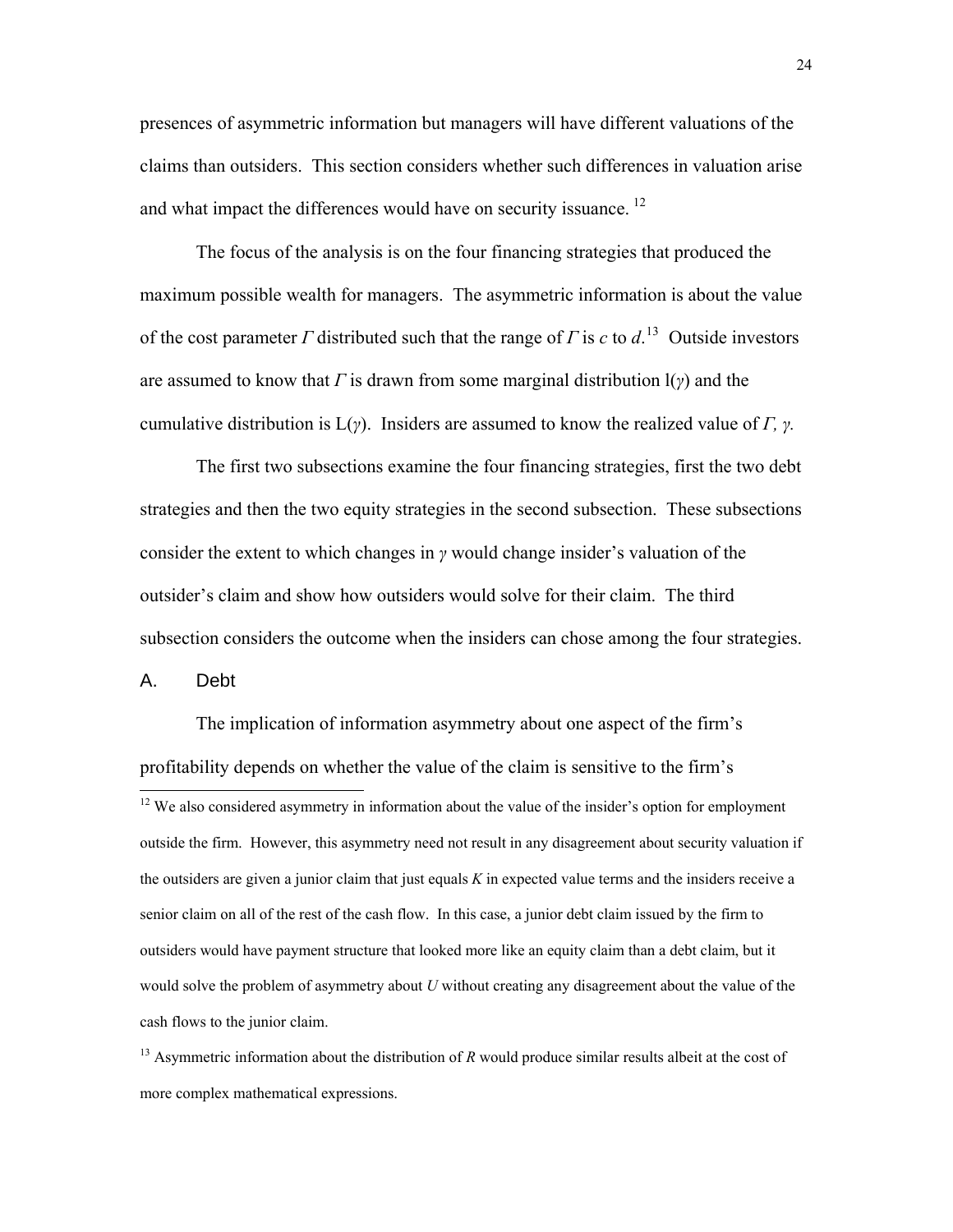presences of asymmetric information but managers will have different valuations of the claims than outsiders. This section considers whether such differences in valuation arise and what impact the differences would have on security issuance.[12]

The focus of the analysis is on the four financing strategies that produced the maximum possible wealth for managers. The asymmetric information is about the value of the cost parameter $\Gamma$ distributed such that the range of $\Gamma$ is $c$ to $d$.[13] Outside investors are assumed to know that $\Gamma$ is drawn from some marginal distribution $l(\gamma)$ and the cumulative distribution is $L(\gamma)$. Insiders are assumed to know the realized value of $\Gamma$, $\gamma$.

The first two subsections examine the four financing strategies, first the two debt strategies and then the two equity strategies in the second subsection. These subsections consider the extent to which changes in $\gamma$ would change insider's valuation of the outsider's claim and show how outsiders would solve for their claim. The third subsection considers the outcome when the insiders can chose among the four strategies.

## A. Debt

The implication of information asymmetry about one aspect of the firm's profitability depends on whether the value of the claim is sensitive to the firm's

---

[12] We also considered asymmetry in information about the value of the insider's option for employment outside the firm. However, this asymmetry need not result in any disagreement about security valuation if the outsiders are given a junior claim that just equals $K$ in expected value terms and the insiders receive a senior claim on all of the rest of the cash flow. In this case, a junior debt claim issued by the firm to outsiders would have payment structure that looked more like an equity claim than a debt claim, but it would solve the problem of asymmetry about $U$ without creating any disagreement about the value of the cash flows to the junior claim.

[13] Asymmetric information about the distribution of $R$ would produce similar results albeit at the cost of more complex mathematical expressions.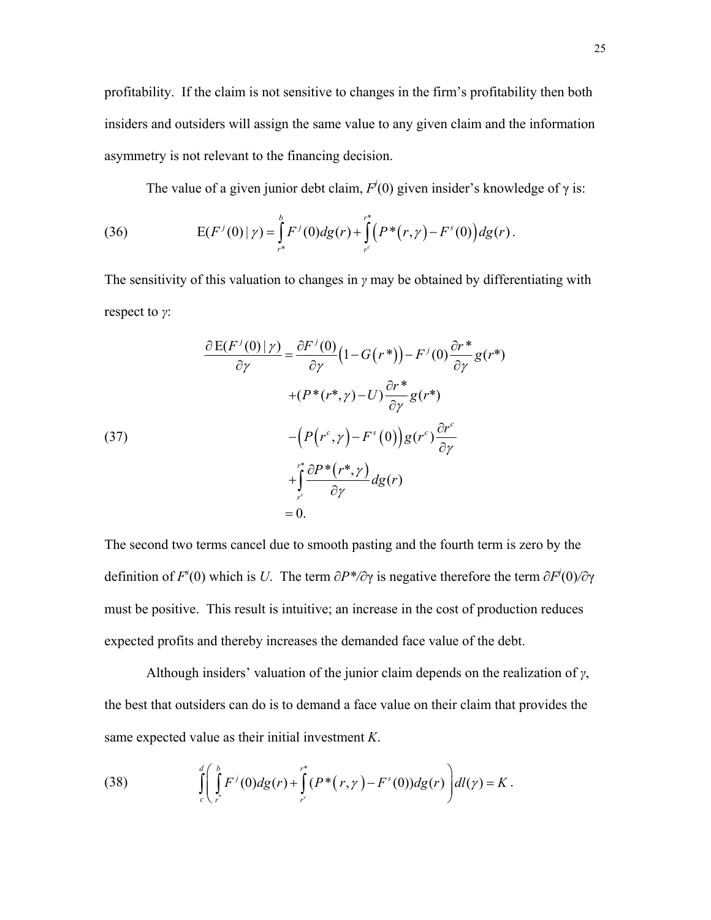profitability. If the claim is not sensitive to changes in the firm's profitability then both insiders and outsiders will assign the same value to any given claim and the information asymmetry is not relevant to the financing decision.

The value of a given junior debt claim, $F^j(0)$ given insider's knowledge of γ is:

$$\text{(36)} \qquad \mathrm{E}(F^j(0)\,|\,\gamma) = \int_{r^*}^{b} F^j(0)dg(r) + \int_{r^c}^{r^*} \left(P^*\left(r,\gamma\right) - F^s(0)\right)dg(r).$$

The sensitivity of this valuation to changes in $\gamma$ may be obtained by differentiating with respect to $\gamma$:

$$\text{(37)} \qquad \begin{aligned} \frac{\partial\,\mathrm{E}(F^j(0)\,|\,\gamma)}{\partial\gamma} &= \frac{\partial F^j(0)}{\partial\gamma}\left(1 - G\left(r^*\right)\right) - F^j(0)\frac{\partial r^*}{\partial\gamma}g(r^*) \\ &\quad + (P^*(r^*,\gamma) - U)\frac{\partial r^*}{\partial\gamma}g(r^*) \\ &\quad - \left(P\left(r^c,\gamma\right) - F^s\left(0\right)\right)g(r^c)\frac{\partial r^c}{\partial\gamma} \\ &\quad + \int_{r^c}^{r^*}\frac{\partial P^*\left(r^*,\gamma\right)}{\partial\gamma}dg(r) \\ &= 0. \end{aligned}$$

The second two terms cancel due to smooth pasting and the fourth term is zero by the definition of $F^s(0)$ which is $U$. The term $\partial P^*/\partial\gamma$ is negative therefore the term $\partial F^j(0)/\partial\gamma$ must be positive. This result is intuitive; an increase in the cost of production reduces expected profits and thereby increases the demanded face value of the debt.

Although insiders' valuation of the junior claim depends on the realization of $\gamma$, the best that outsiders can do is to demand a face value on their claim that provides the same expected value as their initial investment $K$.

$$\text{(38)} \qquad \int_{c}^{d}\left(\int_{r^*}^{b} F^j(0)dg(r) + \int_{r^c}^{r^*}(P^*\left(r,\gamma\right) - F^s(0))dg(r)\right)dl(\gamma) = K.$$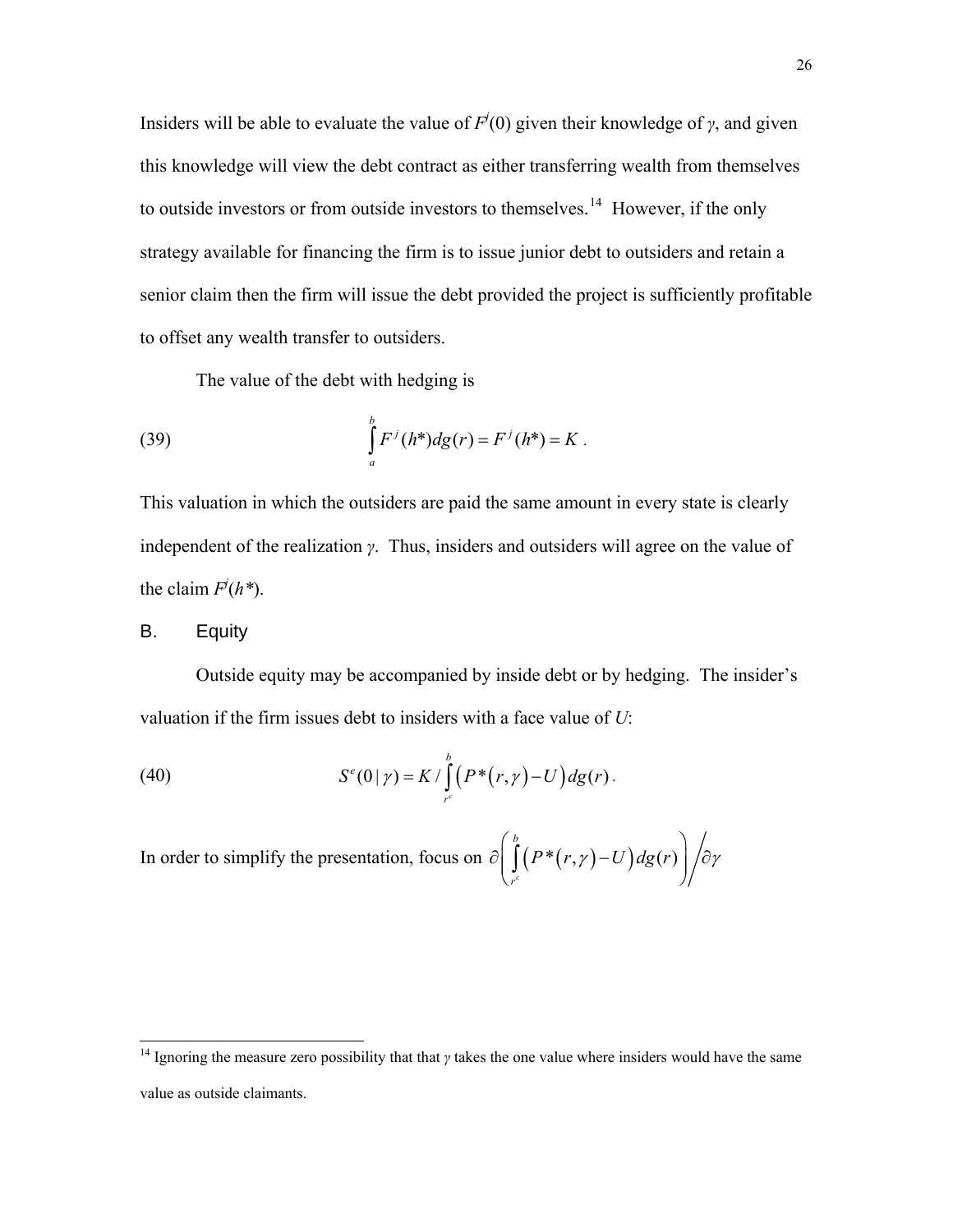Insiders will be able to evaluate the value of $F^j(0)$ given their knowledge of $\gamma$, and given this knowledge will view the debt contract as either transferring wealth from themselves to outside investors or from outside investors to themselves.[14] However, if the only strategy available for financing the firm is to issue junior debt to outsiders and retain a senior claim then the firm will issue the debt provided the project is sufficiently profitable to offset any wealth transfer to outsiders.

The value of the debt with hedging is

$$\text{(39)} \qquad \int_a^b F^j(h^*)dg(r) = F^j(h^*) = K\ .$$

This valuation in which the outsiders are paid the same amount in every state is clearly independent of the realization $\gamma$. Thus, insiders and outsiders will agree on the value of the claim $F^j(h^*)$.

## B. Equity

Outside equity may be accompanied by inside debt or by hedging. The insider's valuation if the firm issues debt to insiders with a face value of $U$:

$$\text{(40)} \qquad S^e(0\,|\,\gamma) = K \Big/ \int_{r^c}^{b} \left(P^*(r,\gamma) - U\right) dg(r)\,.$$

In order to simplify the presentation, focus on $\partial\left(\int_{r^c}^{b} \left(P^*(r,\gamma) - U\right) dg(r)\right) \Big/ \partial\gamma$

[14] Ignoring the measure zero possibility that that $\gamma$ takes the one value where insiders would have the same value as outside claimants.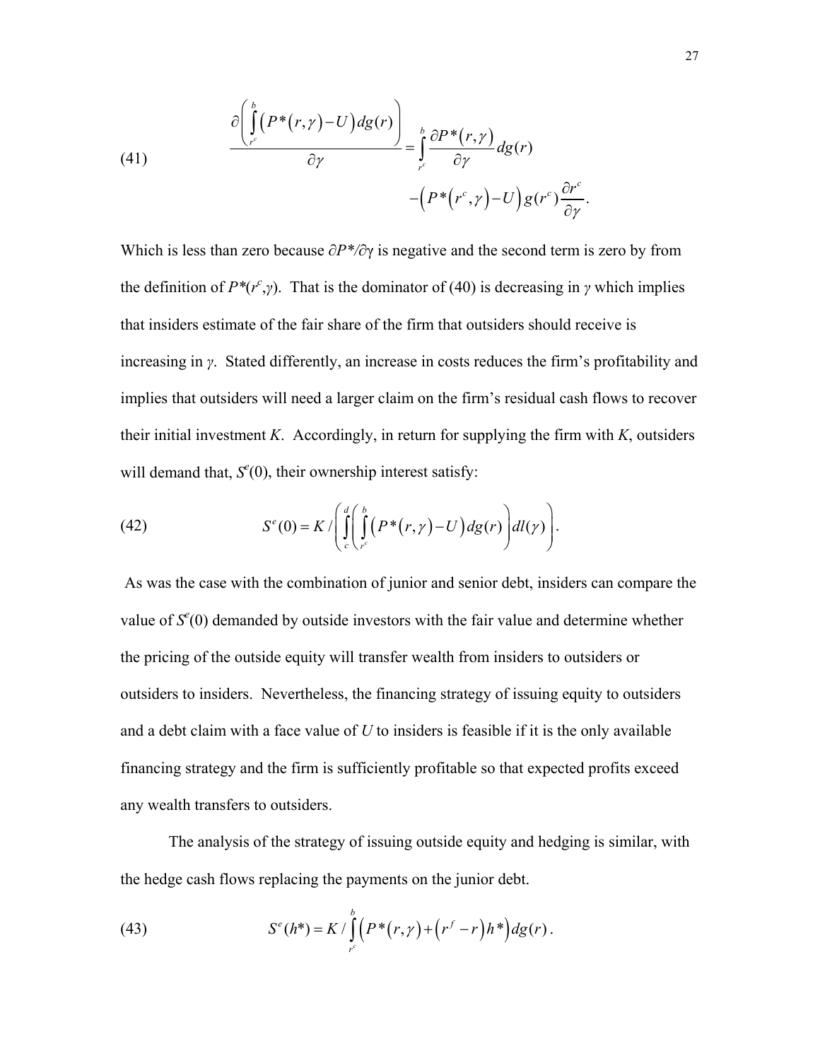$$
(41) \qquad \frac{\partial\left(\int_{r^c}^{b}\left(P^*(r,\gamma)-U\right)dg(r)\right)}{\partial\gamma} = \int_{r^c}^{b}\frac{\partial P^*(r,\gamma)}{\partial\gamma}dg(r) - \left(P^*\left(r^c,\gamma\right)-U\right)g(r^c)\frac{\partial r^c}{\partial\gamma}.
$$

Which is less than zero because $\partial P^*/\partial\gamma$ is negative and the second term is zero by from the definition of $P^*(r^c,\gamma)$. That is the dominator of (40) is decreasing in $\gamma$ which implies that insiders estimate of the fair share of the firm that outsiders should receive is increasing in $\gamma$. Stated differently, an increase in costs reduces the firm's profitability and implies that outsiders will need a larger claim on the firm's residual cash flows to recover their initial investment $K$. Accordingly, in return for supplying the firm with $K$, outsiders will demand that, $S^e(0)$, their ownership interest satisfy:

$$
(42) \qquad S^e(0) = K \Big/ \left(\int_{c}^{d}\left(\int_{r^c}^{b}\left(P^*(r,\gamma)-U\right)dg(r)\right)dl(\gamma)\right).
$$

As was the case with the combination of junior and senior debt, insiders can compare the value of $S^e(0)$ demanded by outside investors with the fair value and determine whether the pricing of the outside equity will transfer wealth from insiders to outsiders or outsiders to insiders. Nevertheless, the financing strategy of issuing equity to outsiders and a debt claim with a face value of $U$ to insiders is feasible if it is the only available financing strategy and the firm is sufficiently profitable so that expected profits exceed any wealth transfers to outsiders.

The analysis of the strategy of issuing outside equity and hedging is similar, with the hedge cash flows replacing the payments on the junior debt.

$$
(43) \qquad S^e(h^*) = K \Big/ \int_{r^c}^{b}\left(P^*(r,\gamma)+\left(r^f-r\right)h^*\right)dg(r).
$$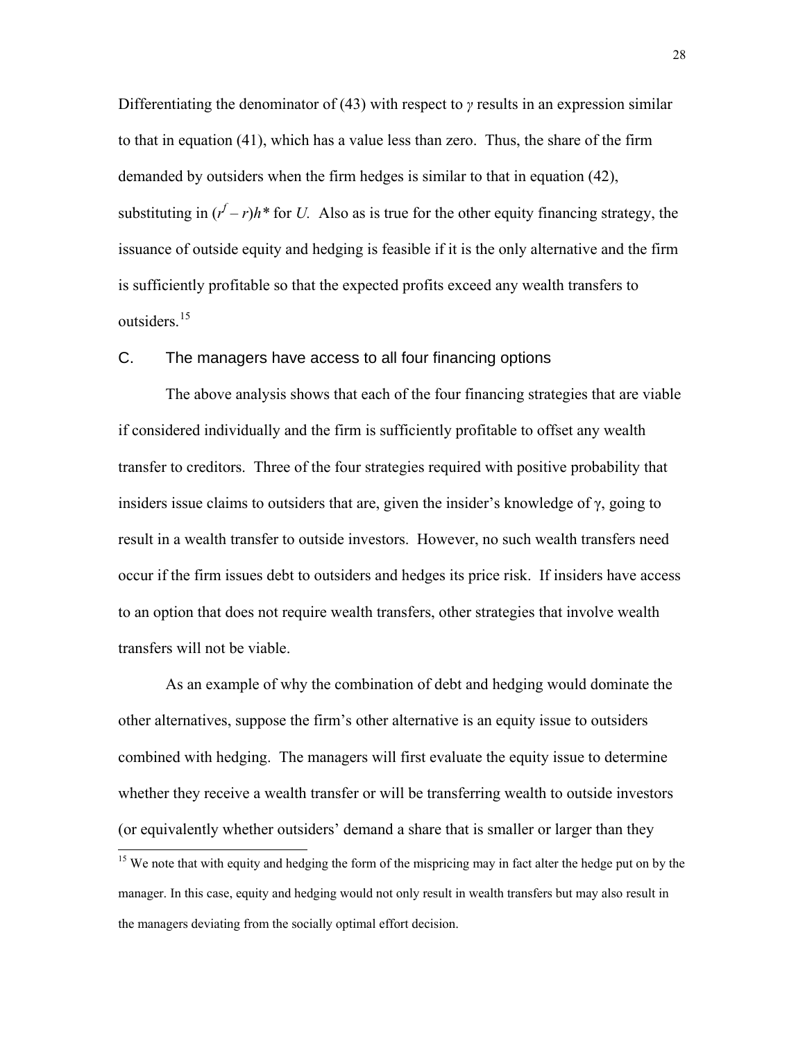Differentiating the denominator of (43) with respect to $\gamma$ results in an expression similar to that in equation (41), which has a value less than zero. Thus, the share of the firm demanded by outsiders when the firm hedges is similar to that in equation (42), substituting in $(r^f - r)h^*$ for $U$. Also as is true for the other equity financing strategy, the issuance of outside equity and hedging is feasible if it is the only alternative and the firm is sufficiently profitable so that the expected profits exceed any wealth transfers to outsiders.[15]

## C. The managers have access to all four financing options

The above analysis shows that each of the four financing strategies that are viable if considered individually and the firm is sufficiently profitable to offset any wealth transfer to creditors. Three of the four strategies required with positive probability that insiders issue claims to outsiders that are, given the insider's knowledge of $\gamma$, going to result in a wealth transfer to outside investors. However, no such wealth transfers need occur if the firm issues debt to outsiders and hedges its price risk. If insiders have access to an option that does not require wealth transfers, other strategies that involve wealth transfers will not be viable.

As an example of why the combination of debt and hedging would dominate the other alternatives, suppose the firm's other alternative is an equity issue to outsiders combined with hedging. The managers will first evaluate the equity issue to determine whether they receive a wealth transfer or will be transferring wealth to outside investors (or equivalently whether outsiders' demand a share that is smaller or larger than they

[15] We note that with equity and hedging the form of the mispricing may in fact alter the hedge put on by the manager. In this case, equity and hedging would not only result in wealth transfers but may also result in the managers deviating from the socially optimal effort decision.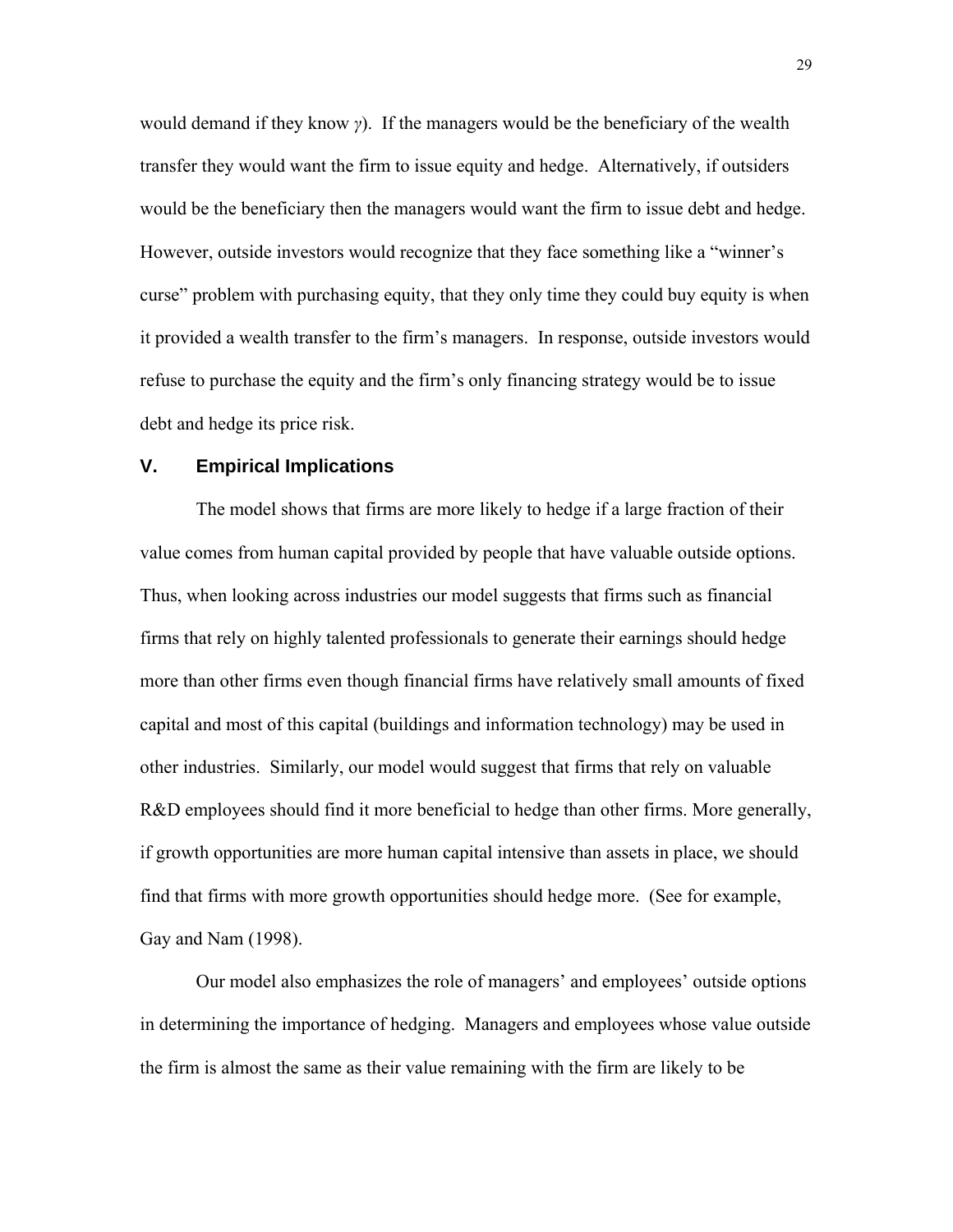would demand if they know $\gamma$). If the managers would be the beneficiary of the wealth transfer they would want the firm to issue equity and hedge. Alternatively, if outsiders would be the beneficiary then the managers would want the firm to issue debt and hedge. However, outside investors would recognize that they face something like a "winner's curse" problem with purchasing equity, that they only time they could buy equity is when it provided a wealth transfer to the firm's managers. In response, outside investors would refuse to purchase the equity and the firm's only financing strategy would be to issue debt and hedge its price risk.

## V. Empirical Implications

The model shows that firms are more likely to hedge if a large fraction of their value comes from human capital provided by people that have valuable outside options. Thus, when looking across industries our model suggests that firms such as financial firms that rely on highly talented professionals to generate their earnings should hedge more than other firms even though financial firms have relatively small amounts of fixed capital and most of this capital (buildings and information technology) may be used in other industries. Similarly, our model would suggest that firms that rely on valuable R&D employees should find it more beneficial to hedge than other firms. More generally, if growth opportunities are more human capital intensive than assets in place, we should find that firms with more growth opportunities should hedge more. (See for example, Gay and Nam (1998).

Our model also emphasizes the role of managers' and employees' outside options in determining the importance of hedging. Managers and employees whose value outside the firm is almost the same as their value remaining with the firm are likely to be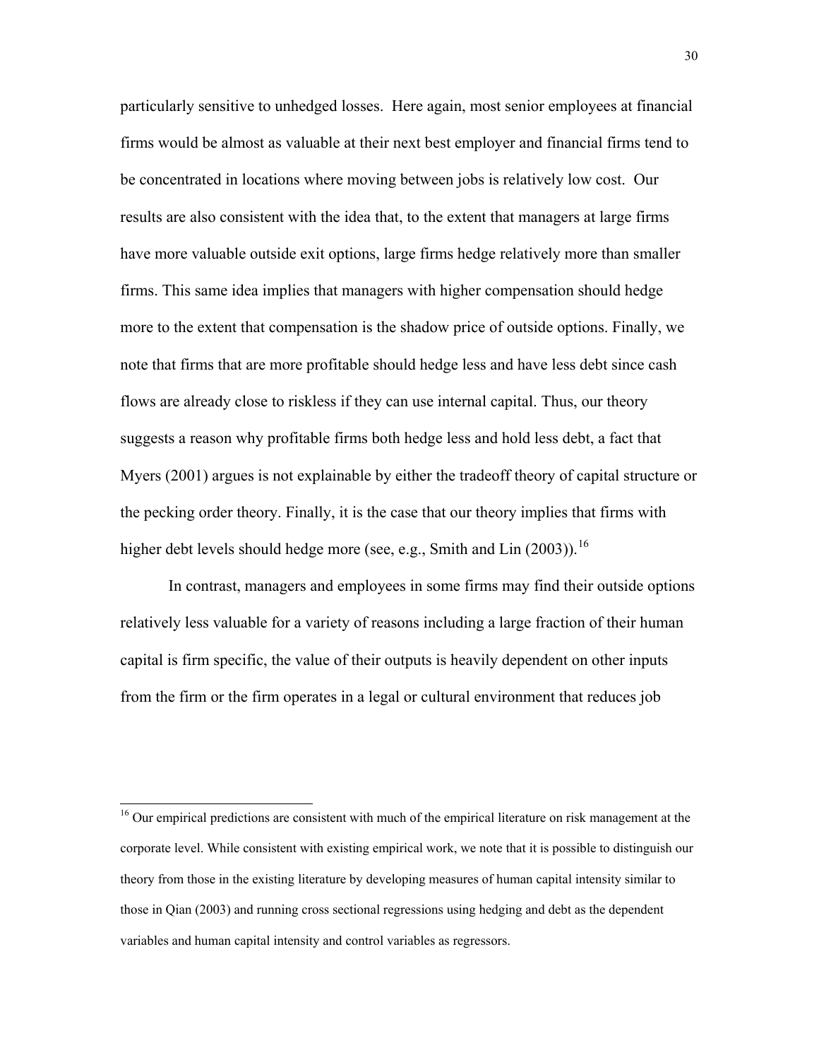particularly sensitive to unhedged losses. Here again, most senior employees at financial firms would be almost as valuable at their next best employer and financial firms tend to be concentrated in locations where moving between jobs is relatively low cost. Our results are also consistent with the idea that, to the extent that managers at large firms have more valuable outside exit options, large firms hedge relatively more than smaller firms. This same idea implies that managers with higher compensation should hedge more to the extent that compensation is the shadow price of outside options. Finally, we note that firms that are more profitable should hedge less and have less debt since cash flows are already close to riskless if they can use internal capital. Thus, our theory suggests a reason why profitable firms both hedge less and hold less debt, a fact that Myers (2001) argues is not explainable by either the tradeoff theory of capital structure or the pecking order theory. Finally, it is the case that our theory implies that firms with higher debt levels should hedge more (see, e.g., Smith and Lin (2003)).[16]

In contrast, managers and employees in some firms may find their outside options relatively less valuable for a variety of reasons including a large fraction of their human capital is firm specific, the value of their outputs is heavily dependent on other inputs from the firm or the firm operates in a legal or cultural environment that reduces job

---

[16] Our empirical predictions are consistent with much of the empirical literature on risk management at the corporate level. While consistent with existing empirical work, we note that it is possible to distinguish our theory from those in the existing literature by developing measures of human capital intensity similar to those in Qian (2003) and running cross sectional regressions using hedging and debt as the dependent variables and human capital intensity and control variables as regressors.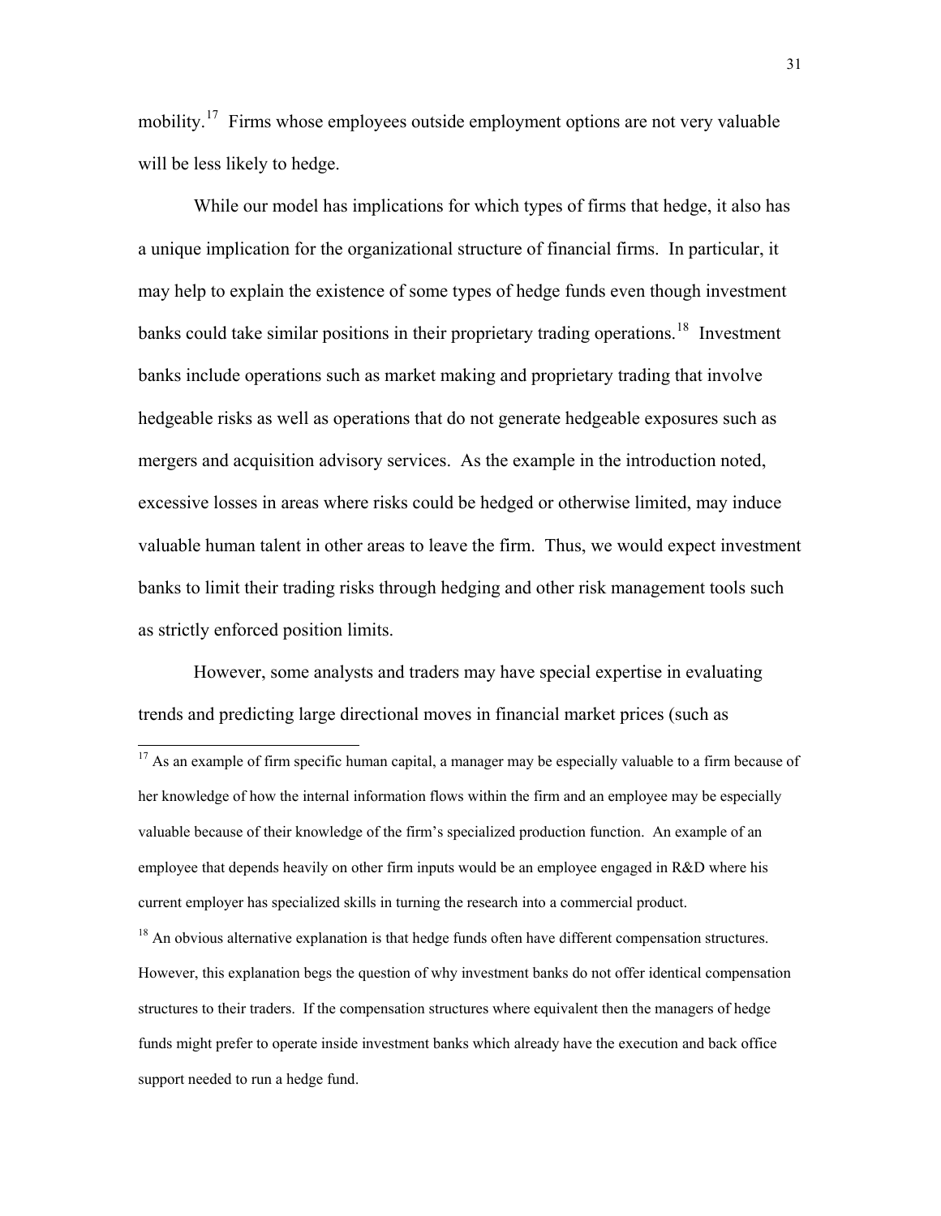mobility.[17] Firms whose employees outside employment options are not very valuable will be less likely to hedge.

While our model has implications for which types of firms that hedge, it also has a unique implication for the organizational structure of financial firms. In particular, it may help to explain the existence of some types of hedge funds even though investment banks could take similar positions in their proprietary trading operations.[18] Investment banks include operations such as market making and proprietary trading that involve hedgeable risks as well as operations that do not generate hedgeable exposures such as mergers and acquisition advisory services. As the example in the introduction noted, excessive losses in areas where risks could be hedged or otherwise limited, may induce valuable human talent in other areas to leave the firm. Thus, we would expect investment banks to limit their trading risks through hedging and other risk management tools such as strictly enforced position limits.

However, some analysts and traders may have special expertise in evaluating trends and predicting large directional moves in financial market prices (such as

---

[17] As an example of firm specific human capital, a manager may be especially valuable to a firm because of her knowledge of how the internal information flows within the firm and an employee may be especially valuable because of their knowledge of the firm's specialized production function. An example of an employee that depends heavily on other firm inputs would be an employee engaged in R&D where his current employer has specialized skills in turning the research into a commercial product.

[18] An obvious alternative explanation is that hedge funds often have different compensation structures. However, this explanation begs the question of why investment banks do not offer identical compensation structures to their traders. If the compensation structures where equivalent then the managers of hedge funds might prefer to operate inside investment banks which already have the execution and back office support needed to run a hedge fund.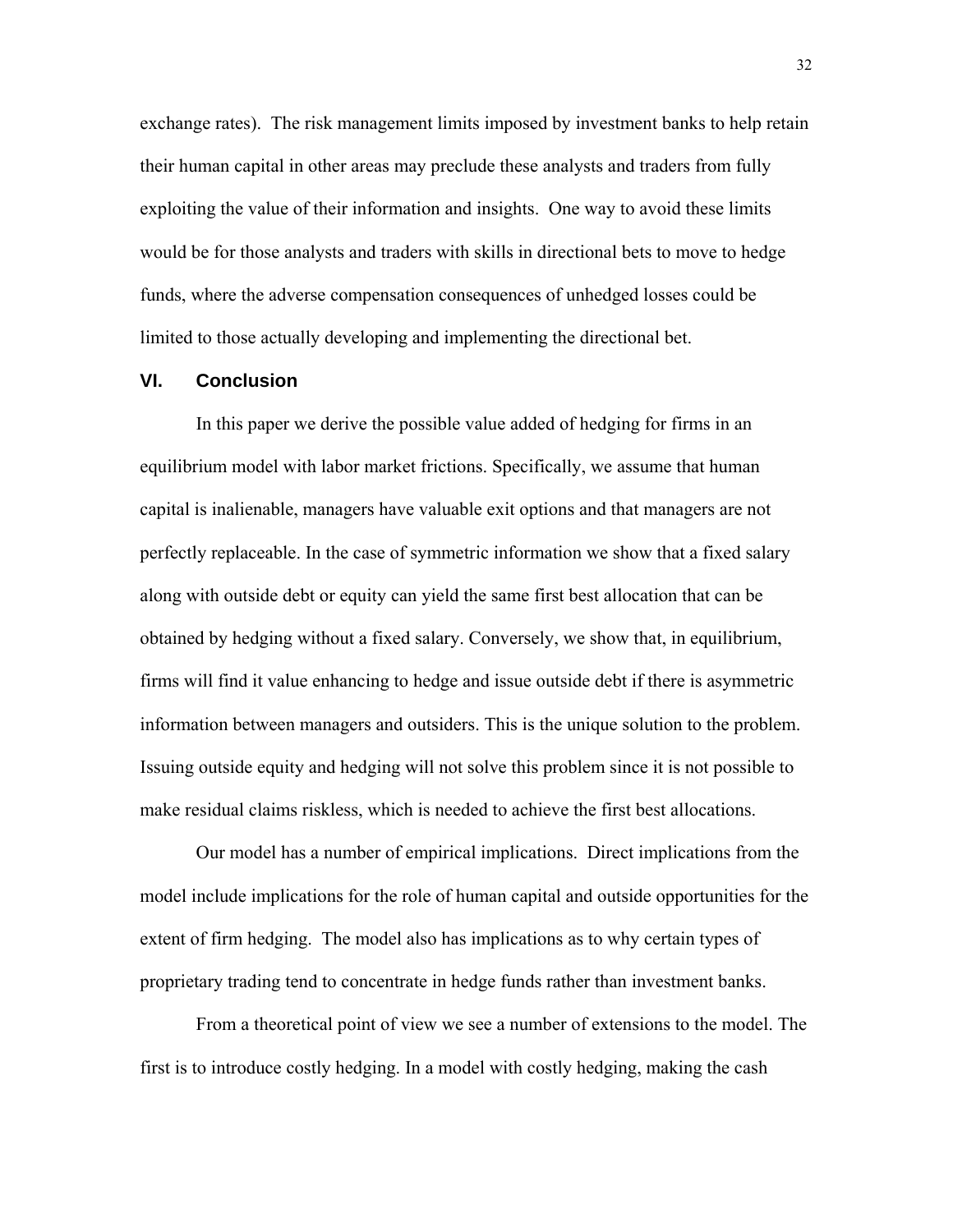exchange rates). The risk management limits imposed by investment banks to help retain their human capital in other areas may preclude these analysts and traders from fully exploiting the value of their information and insights. One way to avoid these limits would be for those analysts and traders with skills in directional bets to move to hedge funds, where the adverse compensation consequences of unhedged losses could be limited to those actually developing and implementing the directional bet.

## VI. Conclusion

In this paper we derive the possible value added of hedging for firms in an equilibrium model with labor market frictions. Specifically, we assume that human capital is inalienable, managers have valuable exit options and that managers are not perfectly replaceable. In the case of symmetric information we show that a fixed salary along with outside debt or equity can yield the same first best allocation that can be obtained by hedging without a fixed salary. Conversely, we show that, in equilibrium, firms will find it value enhancing to hedge and issue outside debt if there is asymmetric information between managers and outsiders. This is the unique solution to the problem. Issuing outside equity and hedging will not solve this problem since it is not possible to make residual claims riskless, which is needed to achieve the first best allocations.

Our model has a number of empirical implications. Direct implications from the model include implications for the role of human capital and outside opportunities for the extent of firm hedging. The model also has implications as to why certain types of proprietary trading tend to concentrate in hedge funds rather than investment banks.

From a theoretical point of view we see a number of extensions to the model. The first is to introduce costly hedging. In a model with costly hedging, making the cash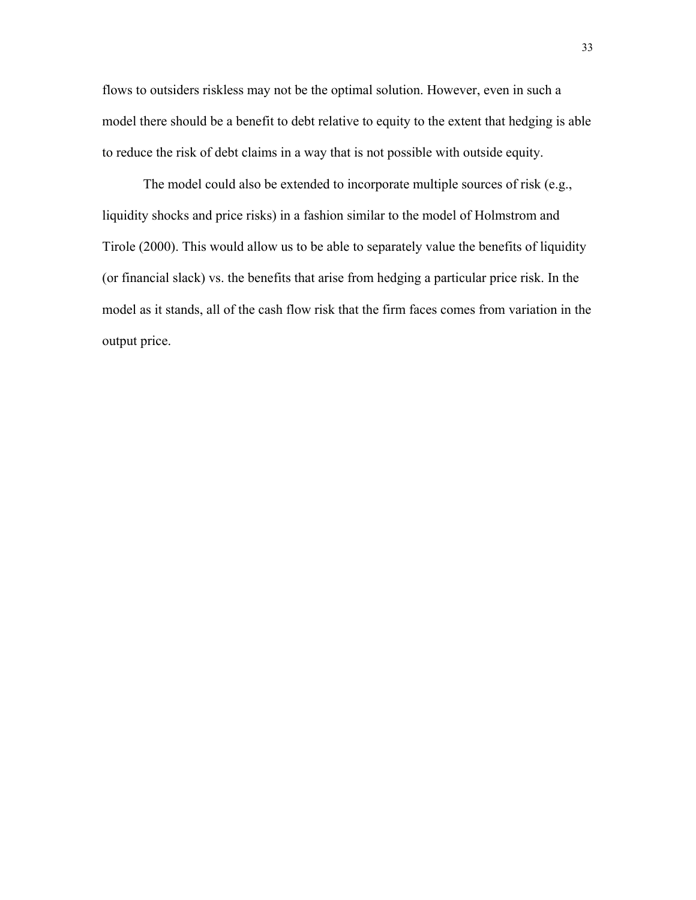flows to outsiders riskless may not be the optimal solution. However, even in such a model there should be a benefit to debt relative to equity to the extent that hedging is able to reduce the risk of debt claims in a way that is not possible with outside equity.

The model could also be extended to incorporate multiple sources of risk (e.g., liquidity shocks and price risks) in a fashion similar to the model of Holmstrom and Tirole (2000). This would allow us to be able to separately value the benefits of liquidity (or financial slack) vs. the benefits that arise from hedging a particular price risk. In the model as it stands, all of the cash flow risk that the firm faces comes from variation in the output price.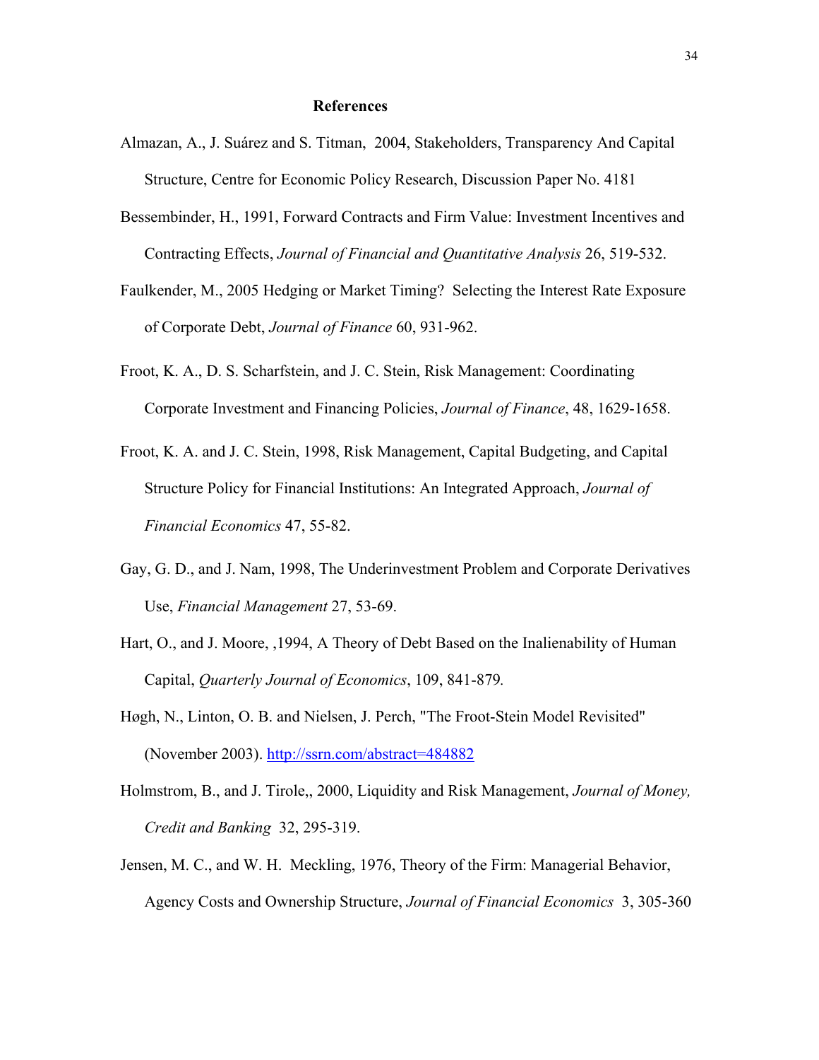## References

Almazan, A., J. Suárez and S. Titman, 2004, Stakeholders, Transparency And Capital Structure, Centre for Economic Policy Research, Discussion Paper No. 4181

Bessembinder, H., 1991, Forward Contracts and Firm Value: Investment Incentives and Contracting Effects, *Journal of Financial and Quantitative Analysis* 26, 519-532.

Faulkender, M., 2005 Hedging or Market Timing? Selecting the Interest Rate Exposure of Corporate Debt, *Journal of Finance* 60, 931-962.

Froot, K. A., D. S. Scharfstein, and J. C. Stein, Risk Management: Coordinating Corporate Investment and Financing Policies, *Journal of Finance*, 48, 1629-1658.

Froot, K. A. and J. C. Stein, 1998, Risk Management, Capital Budgeting, and Capital Structure Policy for Financial Institutions: An Integrated Approach, *Journal of Financial Economics* 47, 55-82.

Gay, G. D., and J. Nam, 1998, The Underinvestment Problem and Corporate Derivatives Use, *Financial Management* 27, 53-69.

Hart, O., and J. Moore, ,1994, A Theory of Debt Based on the Inalienability of Human Capital, *Quarterly Journal of Economics*, 109, 841-879.

Høgh, N., Linton, O. B. and Nielsen, J. Perch, "The Froot-Stein Model Revisited" (November 2003). http://ssrn.com/abstract=484882

Holmstrom, B., and J. Tirole,, 2000, Liquidity and Risk Management, *Journal of Money, Credit and Banking* 32, 295-319.

Jensen, M. C., and W. H. Meckling, 1976, Theory of the Firm: Managerial Behavior, Agency Costs and Ownership Structure, *Journal of Financial Economics* 3, 305-360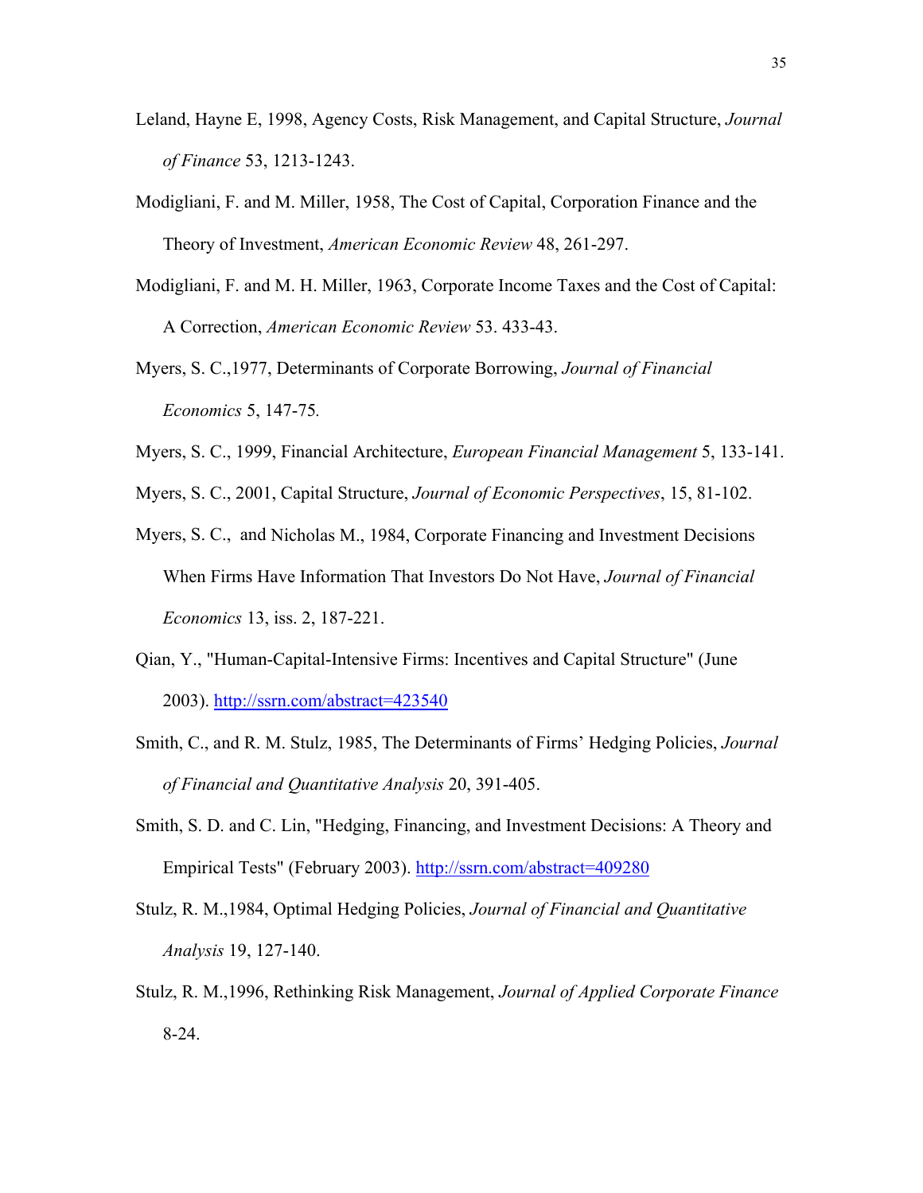Leland, Hayne E, 1998, Agency Costs, Risk Management, and Capital Structure, *Journal of Finance* 53, 1213-1243.

Modigliani, F. and M. Miller, 1958, The Cost of Capital, Corporation Finance and the Theory of Investment, *American Economic Review* 48, 261-297.

Modigliani, F. and M. H. Miller, 1963, Corporate Income Taxes and the Cost of Capital: A Correction, *American Economic Review* 53. 433-43.

Myers, S. C.,1977, Determinants of Corporate Borrowing, *Journal of Financial Economics* 5, 147-75.

Myers, S. C., 1999, Financial Architecture, *European Financial Management* 5, 133-141.

Myers, S. C., 2001, Capital Structure, *Journal of Economic Perspectives*, 15, 81-102.

Myers, S. C., and Nicholas M., 1984, Corporate Financing and Investment Decisions When Firms Have Information That Investors Do Not Have, *Journal of Financial Economics* 13, iss. 2, 187-221.

Qian, Y., "Human-Capital-Intensive Firms: Incentives and Capital Structure" (June 2003). http://ssrn.com/abstract=423540

Smith, C., and R. M. Stulz, 1985, The Determinants of Firms' Hedging Policies, *Journal of Financial and Quantitative Analysis* 20, 391-405.

Smith, S. D. and C. Lin, "Hedging, Financing, and Investment Decisions: A Theory and Empirical Tests" (February 2003). http://ssrn.com/abstract=409280

Stulz, R. M.,1984, Optimal Hedging Policies, *Journal of Financial and Quantitative Analysis* 19, 127-140.

Stulz, R. M.,1996, Rethinking Risk Management, *Journal of Applied Corporate Finance* 8-24.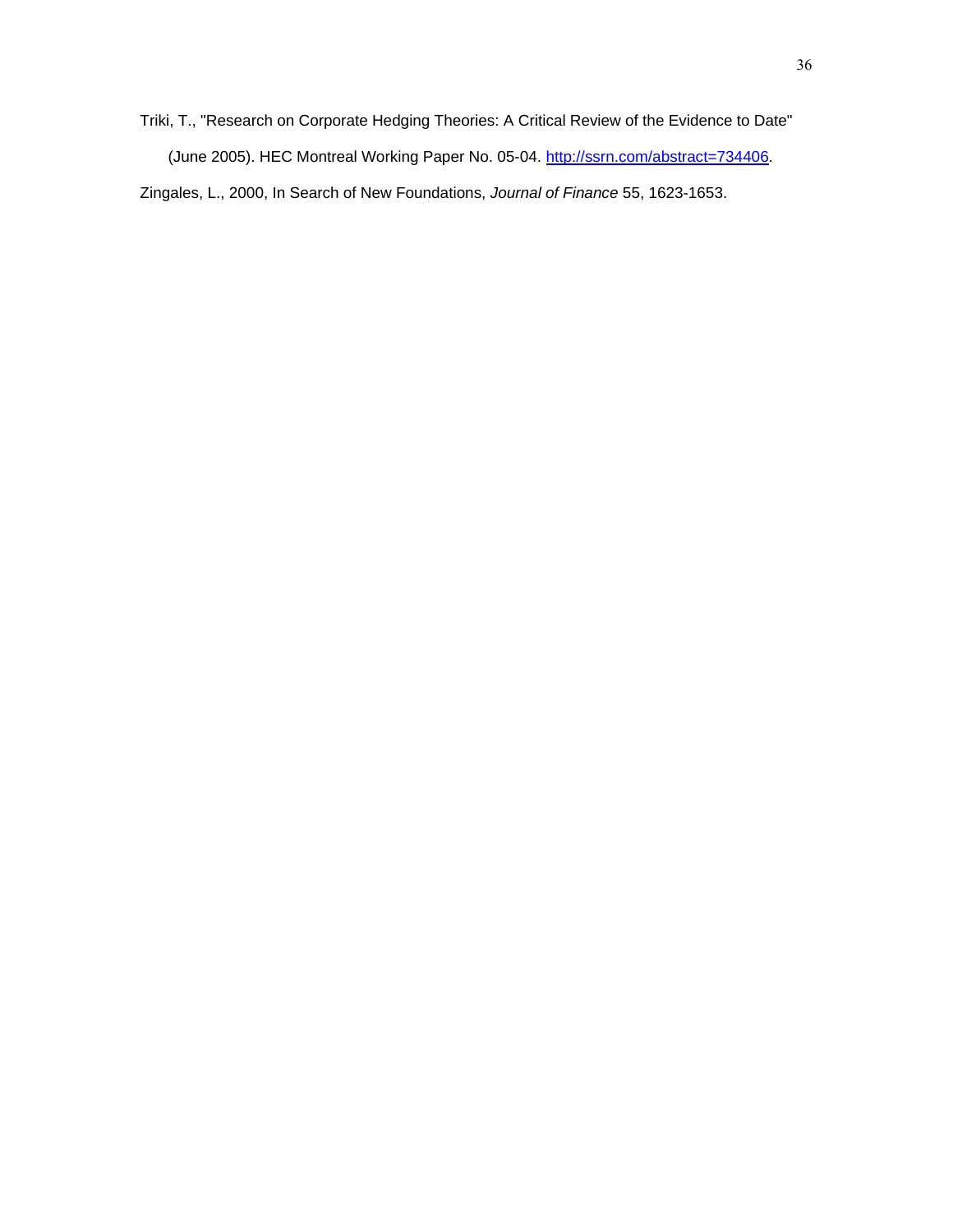Triki, T., "Research on Corporate Hedging Theories: A Critical Review of the Evidence to Date" (June 2005). HEC Montreal Working Paper No. 05-04. http://ssrn.com/abstract=734406.

Zingales, L., 2000, In Search of New Foundations, *Journal of Finance* 55, 1623-1653.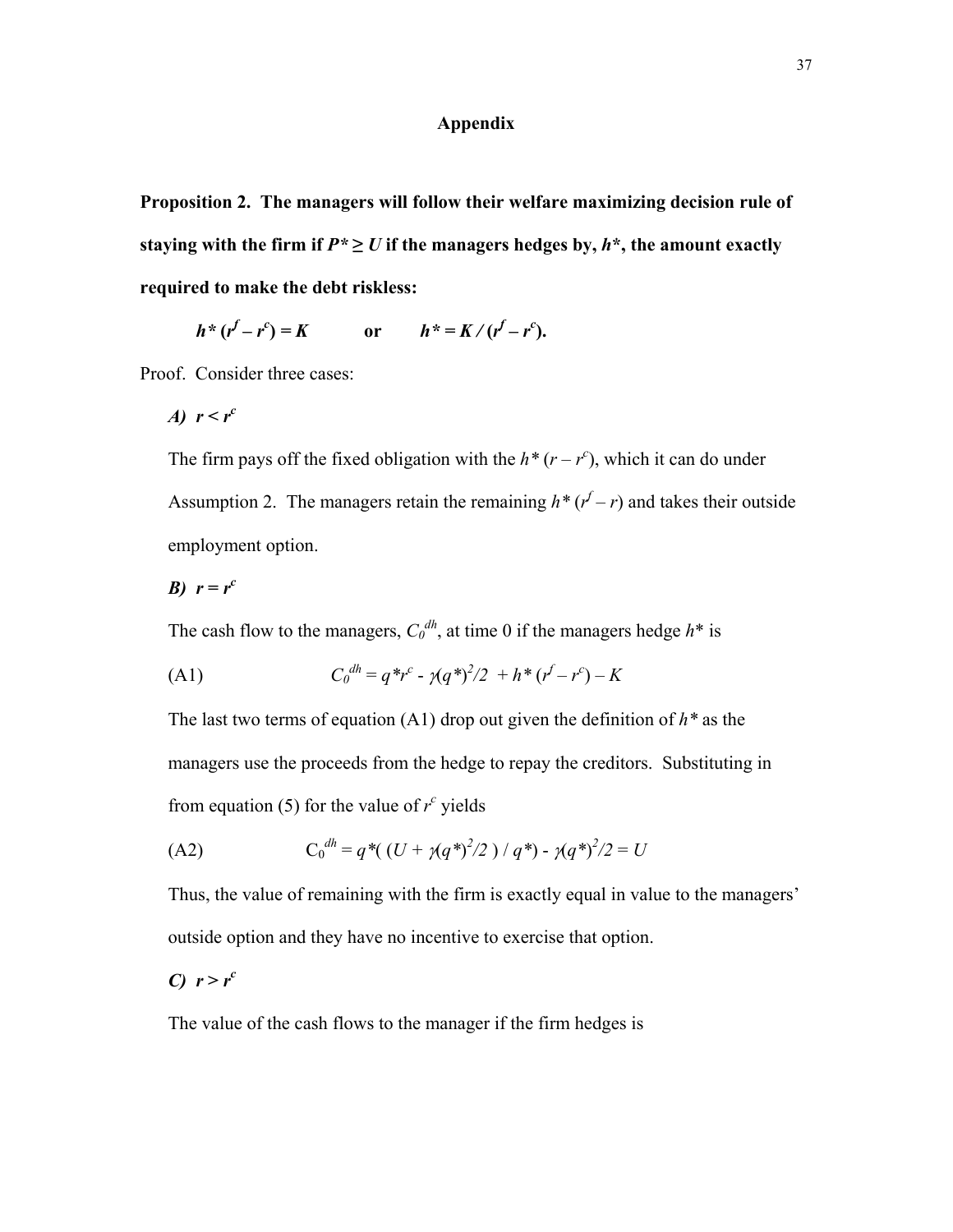## Appendix

**Proposition 2. The managers will follow their welfare maximizing decision rule of staying with the firm if $P^* \geq U$ if the managers hedges by, $h^*$, the amount exactly required to make the debt riskless:**

$$h^* (r^f - r^c) = K \qquad \text{or} \qquad h^* = K / (r^f - r^c).$$

Proof. Consider three cases:

*A)* $r < r^c$

The firm pays off the fixed obligation with the $h^* (r - r^c)$, which it can do under Assumption 2. The managers retain the remaining $h^* (r^f - r)$ and takes their outside employment option.

*B)* $r = r^c$

The cash flow to the managers, $C_0^{dh}$, at time 0 if the managers hedge $h^*$ is

$$C_0^{dh} = q^* r^c - \gamma (q^*)^2/2 + h^* (r^f - r^c) - K \tag{A1}$$

The last two terms of equation (A1) drop out given the definition of $h^*$ as the managers use the proceeds from the hedge to repay the creditors. Substituting in from equation (5) for the value of $r^c$ yields

$$C_0^{dh} = q^*( (U + \gamma (q^*)^2/2 ) / q^*) - \gamma (q^*)^2/2 = U \tag{A2}$$

Thus, the value of remaining with the firm is exactly equal in value to the managers' outside option and they have no incentive to exercise that option.

*C)* $r > r^c$

The value of the cash flows to the manager if the firm hedges is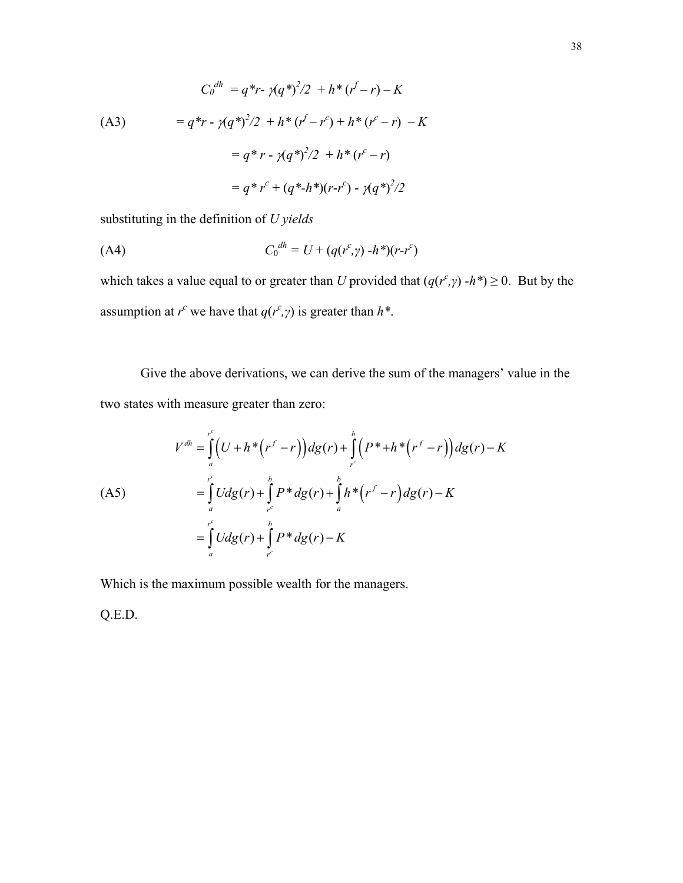$$C_0^{dh} = q^*r - \gamma(q^*)^2/2 + h^*(r^f - r) - K$$

(A3)
$$= q^*r - \gamma(q^*)^2/2 + h^*(r^f - r^c) + h^*(r^c - r) - K$$

$$= q^*r - \gamma(q^*)^2/2 + h^*(r^c - r)$$

$$= q^*r^c + (q^* - h^*)(r - r^c) - \gamma(q^*)^2/2$$

substituting in the definition of *U yields*

(A4)
$$C_0^{dh} = U + (q(r^c,\gamma) - h^*)(r - r^c)$$

which takes a value equal to or greater than $U$ provided that $(q(r^c,\gamma) - h^*) \geq 0$. But by the assumption at $r^c$ we have that $q(r^c,\gamma)$ is greater than $h^*$.

Give the above derivations, we can derive the sum of the managers' value in the two states with measure greater than zero:

(A5)
$$V^{dh} = \int_a^{r^c}\left(U + h^*\left(r^f - r\right)\right)dg(r) + \int_{r^c}^{b}\left(P^* + h^*\left(r^f - r\right)\right)dg(r) - K$$

$$= \int_a^{r^c} U dg(r) + \int_{r^c}^{b} P^* dg(r) + \int_a^{b} h^*\left(r^f - r\right)dg(r) - K$$

$$= \int_a^{r^c} U dg(r) + \int_{r^c}^{b} P^* dg(r) - K$$

Which is the maximum possible wealth for the managers.

Q.E.D.